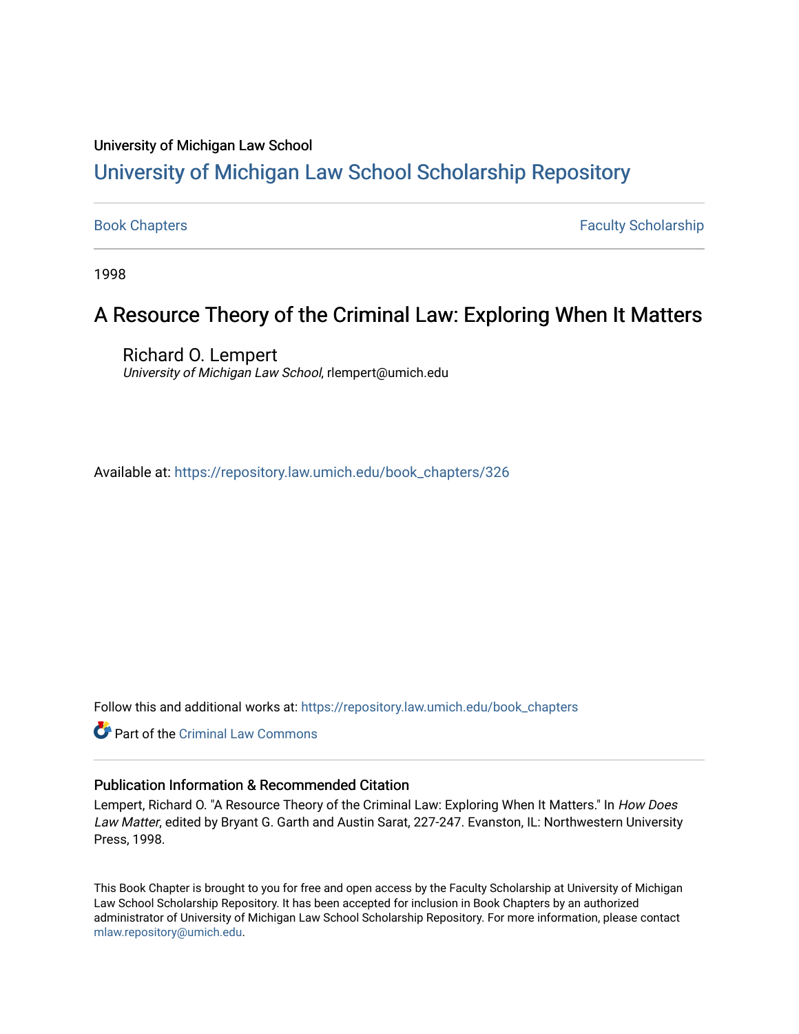University of Michigan Law School

# University of Michigan Law School Scholarship Repository

Book Chapters | Faculty Scholarship

1998

## A Resource Theory of the Criminal Law: Exploring When It Matters

Richard O. Lempert
*University of Michigan Law School*, rlempert@umich.edu

Available at: https://repository.law.umich.edu/book_chapters/326

Follow this and additional works at: https://repository.law.umich.edu/book_chapters

Part of the Criminal Law Commons

### Publication Information & Recommended Citation

Lempert, Richard O. "A Resource Theory of the Criminal Law: Exploring When It Matters." In *How Does Law Matter*, edited by Bryant G. Garth and Austin Sarat, 227-247. Evanston, IL: Northwestern University Press, 1998.

This Book Chapter is brought to you for free and open access by the Faculty Scholarship at University of Michigan Law School Scholarship Repository. It has been accepted for inclusion in Book Chapters by an authorized administrator of University of Michigan Law School Scholarship Repository. For more information, please contact mlaw.repository@umich.edu.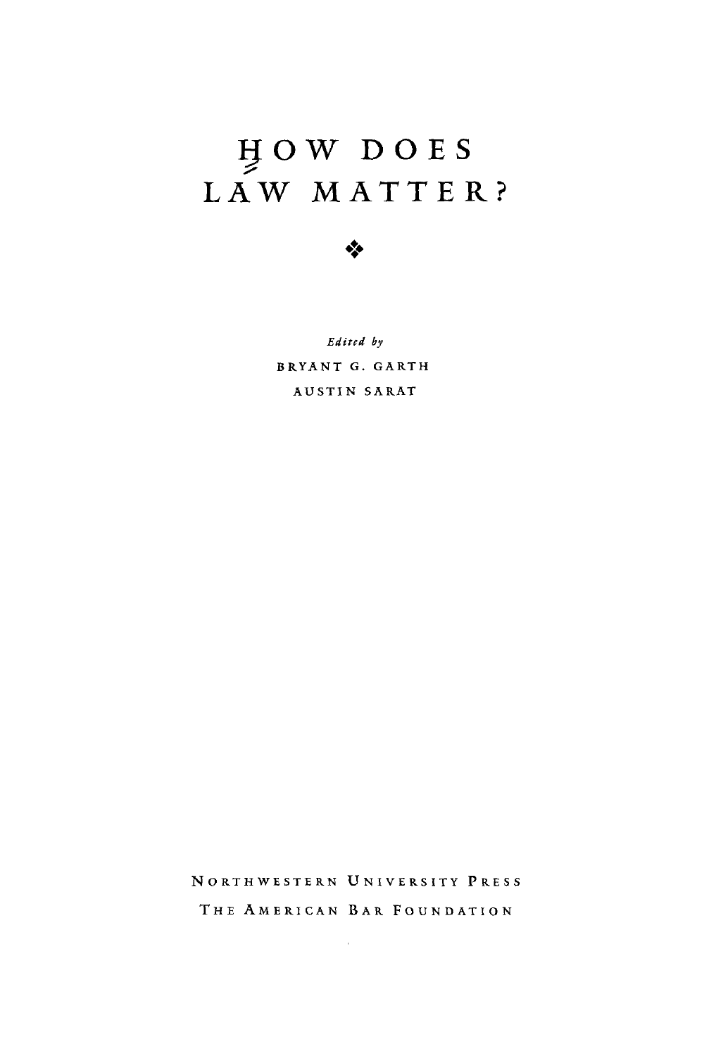# HOW DOES LAW MATTER?

❖

*Edited by*

BRYANT G. GARTH

AUSTIN SARAT

NORTHWESTERN UNIVERSITY PRESS

THE AMERICAN BAR FOUNDATION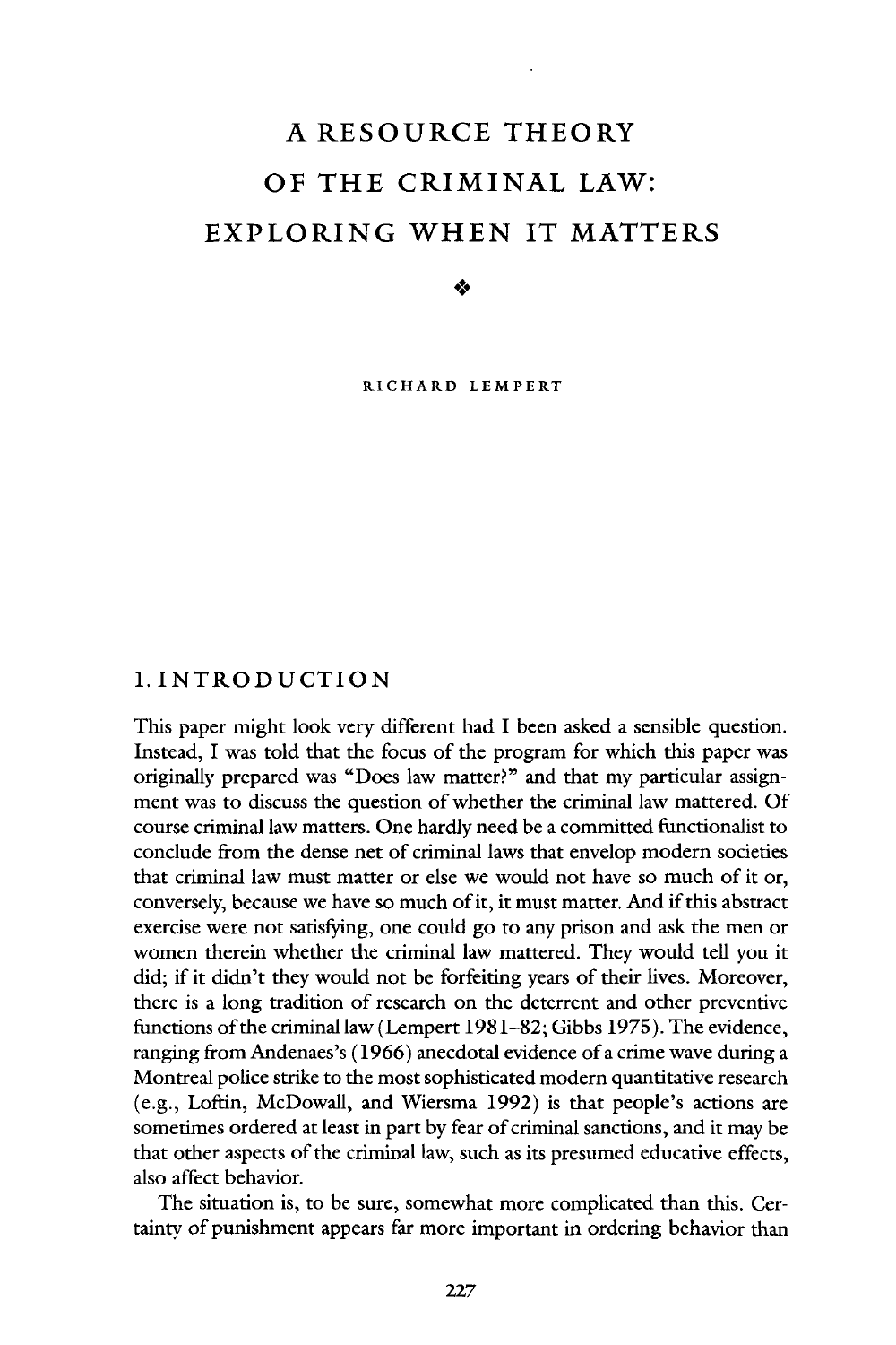# A RESOURCE THEORY OF THE CRIMINAL LAW: EXPLORING WHEN IT MATTERS

❖

RICHARD LEMPERT

## 1. INTRODUCTION

This paper might look very different had I been asked a sensible question. Instead, I was told that the focus of the program for which this paper was originally prepared was "Does law matter?" and that my particular assignment was to discuss the question of whether the criminal law mattered. Of course criminal law matters. One hardly need be a committed functionalist to conclude from the dense net of criminal laws that envelop modern societies that criminal law must matter or else we would not have so much of it or, conversely, because we have so much of it, it must matter. And if this abstract exercise were not satisfying, one could go to any prison and ask the men or women therein whether the criminal law mattered. They would tell you it did; if it didn't they would not be forfeiting years of their lives. Moreover, there is a long tradition of research on the deterrent and other preventive functions of the criminal law (Lempert 1981–82; Gibbs 1975). The evidence, ranging from Andenaes's (1966) anecdotal evidence of a crime wave during a Montreal police strike to the most sophisticated modern quantitative research (e.g., Loftin, McDowall, and Wiersma 1992) is that people's actions are sometimes ordered at least in part by fear of criminal sanctions, and it may be that other aspects of the criminal law, such as its presumed educative effects, also affect behavior.

The situation is, to be sure, somewhat more complicated than this. Certainty of punishment appears far more important in ordering behavior than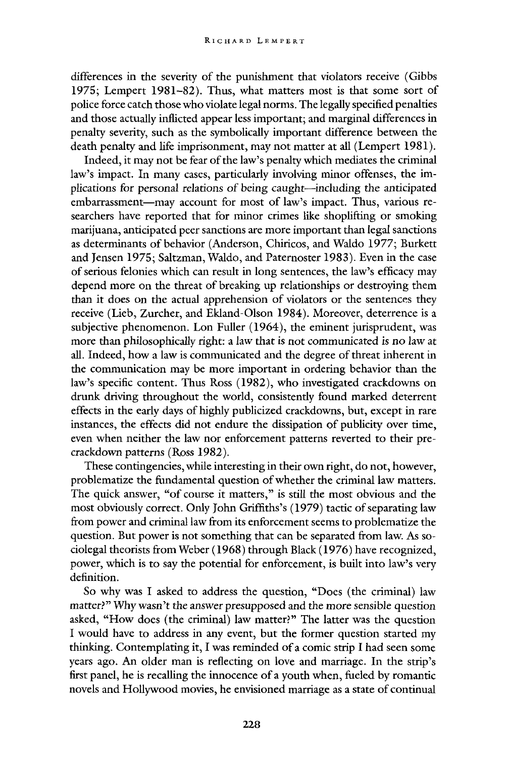differences in the severity of the punishment that violators receive (Gibbs 1975; Lempert 1981–82). Thus, what matters most is that some sort of police force catch those who violate legal norms. The legally specified penalties and those actually inflicted appear less important; and marginal differences in penalty severity, such as the symbolically important difference between the death penalty and life imprisonment, may not matter at all (Lempert 1981).

Indeed, it may not be fear of the law's penalty which mediates the criminal law's impact. In many cases, particularly involving minor offenses, the implications for personal relations of being caught—including the anticipated embarrassment—may account for most of law's impact. Thus, various researchers have reported that for minor crimes like shoplifting or smoking marijuana, anticipated peer sanctions are more important than legal sanctions as determinants of behavior (Anderson, Chiricos, and Waldo 1977; Burkett and Jensen 1975; Saltzman, Waldo, and Paternoster 1983). Even in the case of serious felonies which can result in long sentences, the law's efficacy may depend more on the threat of breaking up relationships or destroying them than it does on the actual apprehension of violators or the sentences they receive (Lieb, Zurcher, and Ekland-Olson 1984). Moreover, deterrence is a subjective phenomenon. Lon Fuller (1964), the eminent jurisprudent, was more than philosophically right: a law that is not communicated is no law at all. Indeed, how a law is communicated and the degree of threat inherent in the communication may be more important in ordering behavior than the law's specific content. Thus Ross (1982), who investigated crackdowns on drunk driving throughout the world, consistently found marked deterrent effects in the early days of highly publicized crackdowns, but, except in rare instances, the effects did not endure the dissipation of publicity over time, even when neither the law nor enforcement patterns reverted to their precrackdown patterns (Ross 1982).

These contingencies, while interesting in their own right, do not, however, problematize the fundamental question of whether the criminal law matters. The quick answer, "of course it matters," is still the most obvious and the most obviously correct. Only John Griffiths's (1979) tactic of separating law from power and criminal law from its enforcement seems to problematize the question. But power is not something that can be separated from law. As sociolegal theorists from Weber (1968) through Black (1976) have recognized, power, which is to say the potential for enforcement, is built into law's very definition.

So why was I asked to address the question, "Does (the criminal) law matter?" Why wasn't the answer presupposed and the more sensible question asked, "How does (the criminal) law matter?" The latter was the question I would have to address in any event, but the former question started my thinking. Contemplating it, I was reminded of a comic strip I had seen some years ago. An older man is reflecting on love and marriage. In the strip's first panel, he is recalling the innocence of a youth when, fueled by romantic novels and Hollywood movies, he envisioned marriage as a state of continual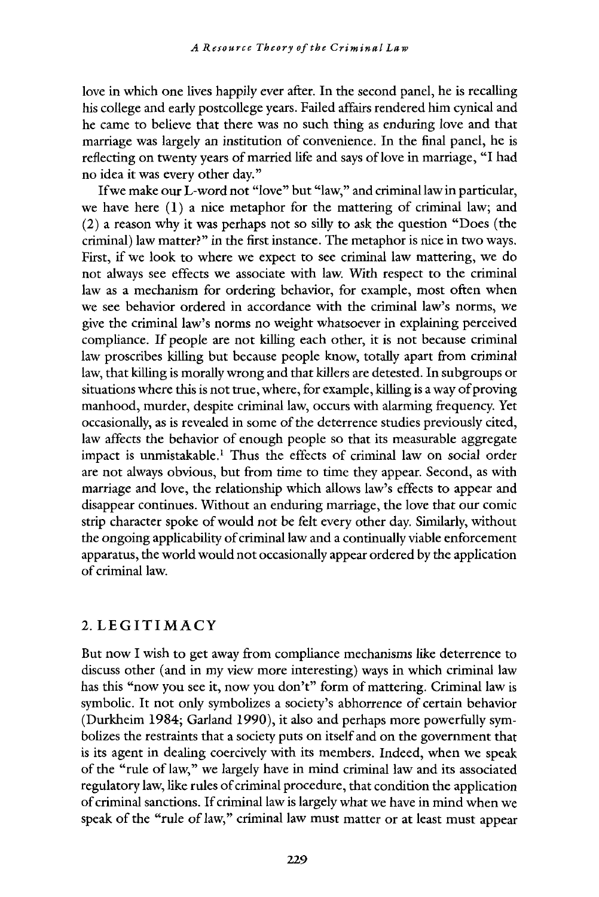love in which one lives happily ever after. In the second panel, he is recalling his college and early postcollege years. Failed affairs rendered him cynical and he came to believe that there was no such thing as enduring love and that marriage was largely an institution of convenience. In the final panel, he is reflecting on twenty years of married life and says of love in marriage, "I had no idea it was every other day."

If we make our L-word not "love" but "law," and criminal law in particular, we have here (1) a nice metaphor for the mattering of criminal law; and (2) a reason why it was perhaps not so silly to ask the question "Does (the criminal) law matter?" in the first instance. The metaphor is nice in two ways. First, if we look to where we expect to see criminal law mattering, we do not always see effects we associate with law. With respect to the criminal law as a mechanism for ordering behavior, for example, most often when we see behavior ordered in accordance with the criminal law's norms, we give the criminal law's norms no weight whatsoever in explaining perceived compliance. If people are not killing each other, it is not because criminal law proscribes killing but because people know, totally apart from criminal law, that killing is morally wrong and that killers are detested. In subgroups or situations where this is not true, where, for example, killing is a way of proving manhood, murder, despite criminal law, occurs with alarming frequency. Yet occasionally, as is revealed in some of the deterrence studies previously cited, law affects the behavior of enough people so that its measurable aggregate impact is unmistakable.[1] Thus the effects of criminal law on social order are not always obvious, but from time to time they appear. Second, as with marriage and love, the relationship which allows law's effects to appear and disappear continues. Without an enduring marriage, the love that our comic strip character spoke of would not be felt every other day. Similarly, without the ongoing applicability of criminal law and a continually viable enforcement apparatus, the world would not occasionally appear ordered by the application of criminal law.

## 2. LEGITIMACY

But now I wish to get away from compliance mechanisms like deterrence to discuss other (and in my view more interesting) ways in which criminal law has this "now you see it, now you don't" form of mattering. Criminal law is symbolic. It not only symbolizes a society's abhorrence of certain behavior (Durkheim 1984; Garland 1990), it also and perhaps more powerfully symbolizes the restraints that a society puts on itself and on the government that is its agent in dealing coercively with its members. Indeed, when we speak of the "rule of law," we largely have in mind criminal law and its associated regulatory law, like rules of criminal procedure, that condition the application of criminal sanctions. If criminal law is largely what we have in mind when we speak of the "rule of law," criminal law must matter or at least must appear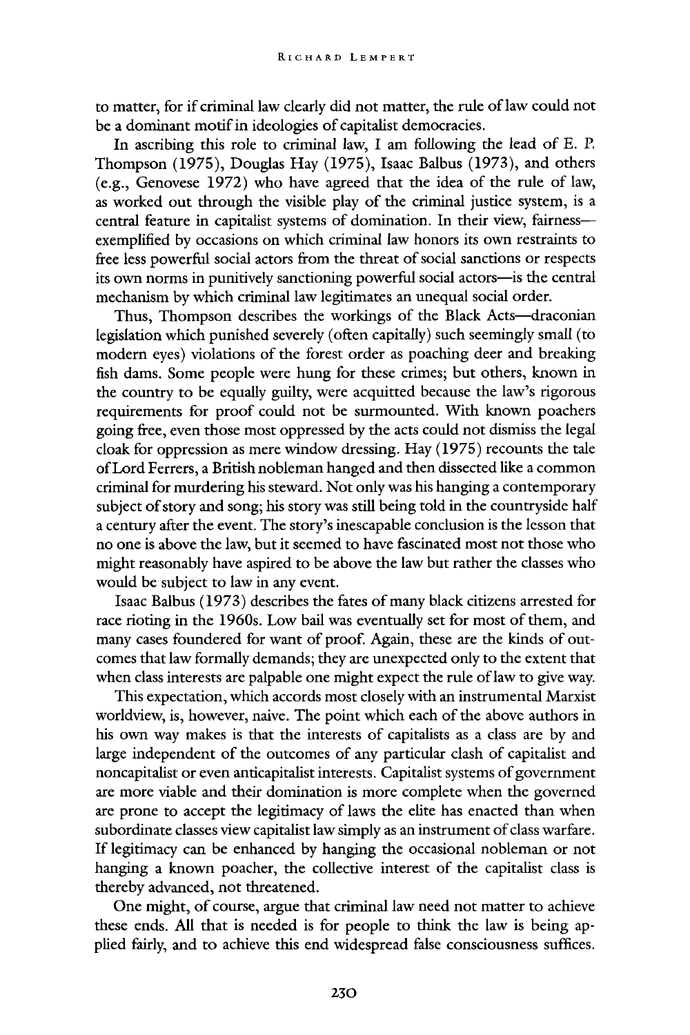to matter, for if criminal law clearly did not matter, the rule of law could not be a dominant motif in ideologies of capitalist democracies.

In ascribing this role to criminal law, I am following the lead of E. P. Thompson (1975), Douglas Hay (1975), Isaac Balbus (1973), and others (e.g., Genovese 1972) who have agreed that the idea of the rule of law, as worked out through the visible play of the criminal justice system, is a central feature in capitalist systems of domination. In their view, fairness—exemplified by occasions on which criminal law honors its own restraints to free less powerful social actors from the threat of social sanctions or respects its own norms in punitively sanctioning powerful social actors—is the central mechanism by which criminal law legitimates an unequal social order.

Thus, Thompson describes the workings of the Black Acts—draconian legislation which punished severely (often capitally) such seemingly small (to modern eyes) violations of the forest order as poaching deer and breaking fish dams. Some people were hung for these crimes; but others, known in the country to be equally guilty, were acquitted because the law's rigorous requirements for proof could not be surmounted. With known poachers going free, even those most oppressed by the acts could not dismiss the legal cloak for oppression as mere window dressing. Hay (1975) recounts the tale of Lord Ferrers, a British nobleman hanged and then dissected like a common criminal for murdering his steward. Not only was his hanging a contemporary subject of story and song; his story was still being told in the countryside half a century after the event. The story's inescapable conclusion is the lesson that no one is above the law, but it seemed to have fascinated most not those who might reasonably have aspired to be above the law but rather the classes who would be subject to law in any event.

Isaac Balbus (1973) describes the fates of many black citizens arrested for race rioting in the 1960s. Low bail was eventually set for most of them, and many cases foundered for want of proof. Again, these are the kinds of outcomes that law formally demands; they are unexpected only to the extent that when class interests are palpable one might expect the rule of law to give way.

This expectation, which accords most closely with an instrumental Marxist worldview, is, however, naive. The point which each of the above authors in his own way makes is that the interests of capitalists as a class are by and large independent of the outcomes of any particular clash of capitalist and noncapitalist or even anticapitalist interests. Capitalist systems of government are more viable and their domination is more complete when the governed are prone to accept the legitimacy of laws the elite has enacted than when subordinate classes view capitalist law simply as an instrument of class warfare. If legitimacy can be enhanced by hanging the occasional nobleman or not hanging a known poacher, the collective interest of the capitalist class is thereby advanced, not threatened.

One might, of course, argue that criminal law need not matter to achieve these ends. All that is needed is for people to think the law is being applied fairly, and to achieve this end widespread false consciousness suffices.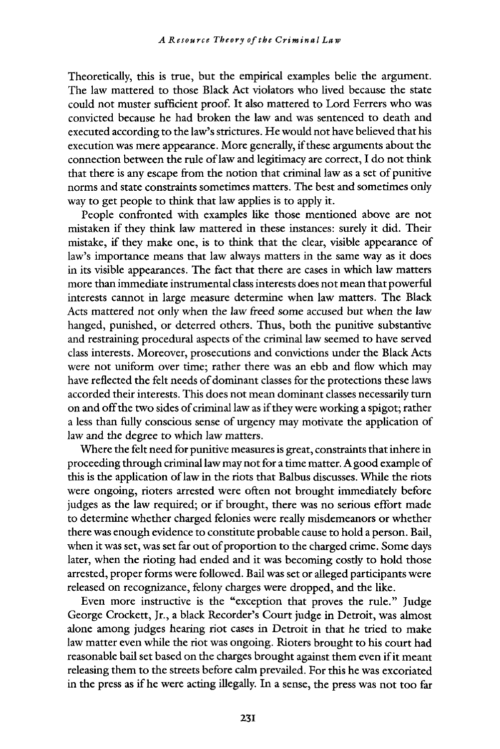Theoretically, this is true, but the empirical examples belie the argument. The law mattered to those Black Act violators who lived because the state could not muster sufficient proof. It also mattered to Lord Ferrers who was convicted because he had broken the law and was sentenced to death and executed according to the law's strictures. He would not have believed that his execution was mere appearance. More generally, if these arguments about the connection between the rule of law and legitimacy are correct, I do not think that there is any escape from the notion that criminal law as a set of punitive norms and state constraints sometimes matters. The best and sometimes only way to get people to think that law applies is to apply it.

People confronted with examples like those mentioned above are not mistaken if they think law mattered in these instances: surely it did. Their mistake, if they make one, is to think that the clear, visible appearance of law's importance means that law always matters in the same way as it does in its visible appearances. The fact that there are cases in which law matters more than immediate instrumental class interests does not mean that powerful interests cannot in large measure determine when law matters. The Black Acts mattered not only when the law freed some accused but when the law hanged, punished, or deterred others. Thus, both the punitive substantive and restraining procedural aspects of the criminal law seemed to have served class interests. Moreover, prosecutions and convictions under the Black Acts were not uniform over time; rather there was an ebb and flow which may have reflected the felt needs of dominant classes for the protections these laws accorded their interests. This does not mean dominant classes necessarily turn on and off the two sides of criminal law as if they were working a spigot; rather a less than fully conscious sense of urgency may motivate the application of law and the degree to which law matters.

Where the felt need for punitive measures is great, constraints that inhere in proceeding through criminal law may not for a time matter. A good example of this is the application of law in the riots that Balbus discusses. While the riots were ongoing, rioters arrested were often not brought immediately before judges as the law required; or if brought, there was no serious effort made to determine whether charged felonies were really misdemeanors or whether there was enough evidence to constitute probable cause to hold a person. Bail, when it was set, was set far out of proportion to the charged crime. Some days later, when the rioting had ended and it was becoming costly to hold those arrested, proper forms were followed. Bail was set or alleged participants were released on recognizance, felony charges were dropped, and the like.

Even more instructive is the "exception that proves the rule." Judge George Crockett, Jr., a black Recorder's Court judge in Detroit, was almost alone among judges hearing riot cases in Detroit in that he tried to make law matter even while the riot was ongoing. Rioters brought to his court had reasonable bail set based on the charges brought against them even if it meant releasing them to the streets before calm prevailed. For this he was excoriated in the press as if he were acting illegally. In a sense, the press was not too far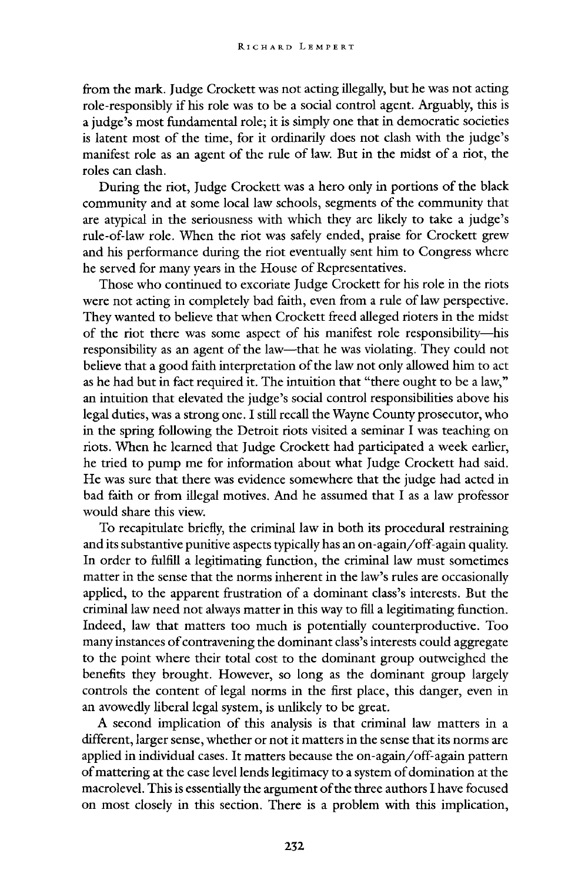from the mark. Judge Crockett was not acting illegally, but he was not acting role-responsibly if his role was to be a social control agent. Arguably, this is a judge's most fundamental role; it is simply one that in democratic societies is latent most of the time, for it ordinarily does not clash with the judge's manifest role as an agent of the rule of law. But in the midst of a riot, the roles can clash.

During the riot, Judge Crockett was a hero only in portions of the black community and at some local law schools, segments of the community that are atypical in the seriousness with which they are likely to take a judge's rule-of-law role. When the riot was safely ended, praise for Crockett grew and his performance during the riot eventually sent him to Congress where he served for many years in the House of Representatives.

Those who continued to excoriate Judge Crockett for his role in the riots were not acting in completely bad faith, even from a rule of law perspective. They wanted to believe that when Crockett freed alleged rioters in the midst of the riot there was some aspect of his manifest role responsibility—his responsibility as an agent of the law—that he was violating. They could not believe that a good faith interpretation of the law not only allowed him to act as he had but in fact required it. The intuition that "there ought to be a law," an intuition that elevated the judge's social control responsibilities above his legal duties, was a strong one. I still recall the Wayne County prosecutor, who in the spring following the Detroit riots visited a seminar I was teaching on riots. When he learned that Judge Crockett had participated a week earlier, he tried to pump me for information about what Judge Crockett had said. He was sure that there was evidence somewhere that the judge had acted in bad faith or from illegal motives. And he assumed that I as a law professor would share this view.

To recapitulate briefly, the criminal law in both its procedural restraining and its substantive punitive aspects typically has an on-again/off-again quality. In order to fulfill a legitimating function, the criminal law must sometimes matter in the sense that the norms inherent in the law's rules are occasionally applied, to the apparent frustration of a dominant class's interests. But the criminal law need not always matter in this way to fill a legitimating function. Indeed, law that matters too much is potentially counterproductive. Too many instances of contravening the dominant class's interests could aggregate to the point where their total cost to the dominant group outweighed the benefits they brought. However, so long as the dominant group largely controls the content of legal norms in the first place, this danger, even in an avowedly liberal legal system, is unlikely to be great.

A second implication of this analysis is that criminal law matters in a different, larger sense, whether or not it matters in the sense that its norms are applied in individual cases. It matters because the on-again/off-again pattern of mattering at the case level lends legitimacy to a system of domination at the macrolevel. This is essentially the argument of the three authors I have focused on most closely in this section. There is a problem with this implication,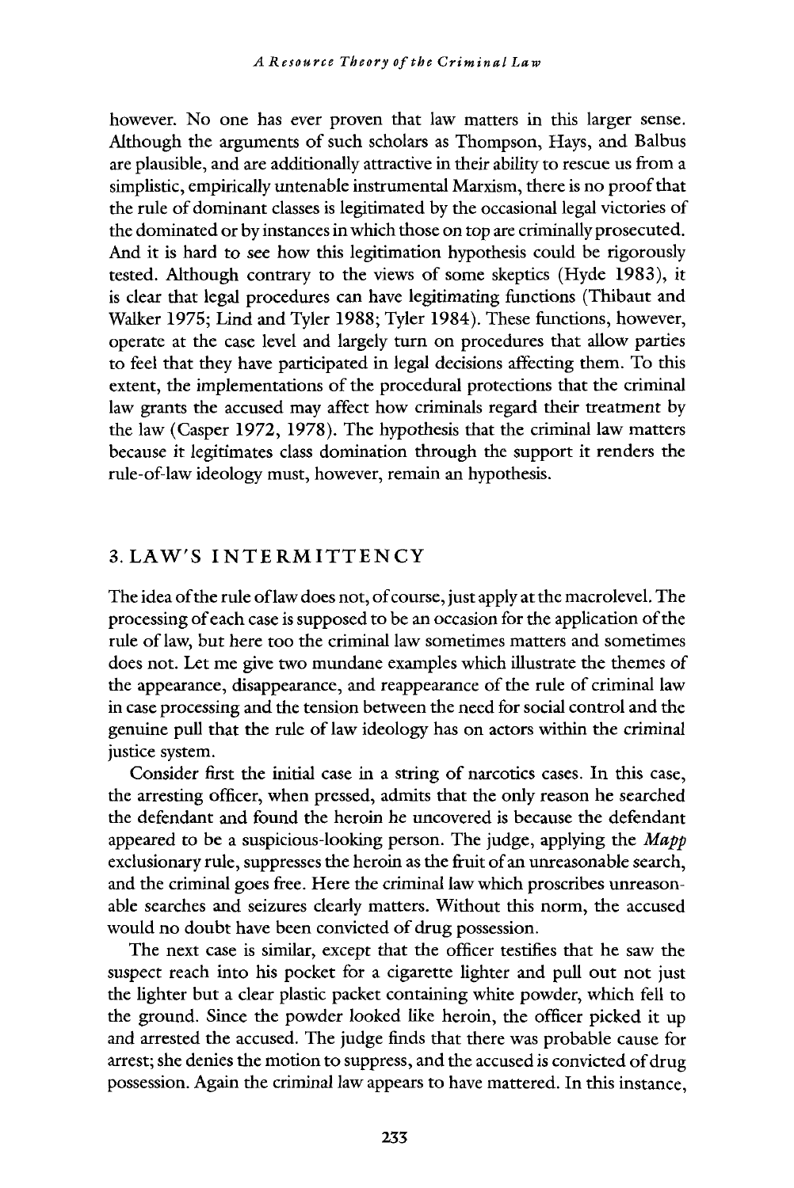however. No one has ever proven that law matters in this larger sense. Although the arguments of such scholars as Thompson, Hays, and Balbus are plausible, and are additionally attractive in their ability to rescue us from a simplistic, empirically untenable instrumental Marxism, there is no proof that the rule of dominant classes is legitimated by the occasional legal victories of the dominated or by instances in which those on top are criminally prosecuted. And it is hard to see how this legitimation hypothesis could be rigorously tested. Although contrary to the views of some skeptics (Hyde 1983), it is clear that legal procedures can have legitimating functions (Thibaut and Walker 1975; Lind and Tyler 1988; Tyler 1984). These functions, however, operate at the case level and largely turn on procedures that allow parties to feel that they have participated in legal decisions affecting them. To this extent, the implementations of the procedural protections that the criminal law grants the accused may affect how criminals regard their treatment by the law (Casper 1972, 1978). The hypothesis that the criminal law matters because it legitimates class domination through the support it renders the rule-of-law ideology must, however, remain an hypothesis.

## 3. LAW'S INTERMITTENCY

The idea of the rule of law does not, of course, just apply at the macrolevel. The processing of each case is supposed to be an occasion for the application of the rule of law, but here too the criminal law sometimes matters and sometimes does not. Let me give two mundane examples which illustrate the themes of the appearance, disappearance, and reappearance of the rule of criminal law in case processing and the tension between the need for social control and the genuine pull that the rule of law ideology has on actors within the criminal justice system.

Consider first the initial case in a string of narcotics cases. In this case, the arresting officer, when pressed, admits that the only reason he searched the defendant and found the heroin he uncovered is because the defendant appeared to be a suspicious-looking person. The judge, applying the *Mapp* exclusionary rule, suppresses the heroin as the fruit of an unreasonable search, and the criminal goes free. Here the criminal law which proscribes unreasonable searches and seizures clearly matters. Without this norm, the accused would no doubt have been convicted of drug possession.

The next case is similar, except that the officer testifies that he saw the suspect reach into his pocket for a cigarette lighter and pull out not just the lighter but a clear plastic packet containing white powder, which fell to the ground. Since the powder looked like heroin, the officer picked it up and arrested the accused. The judge finds that there was probable cause for arrest; she denies the motion to suppress, and the accused is convicted of drug possession. Again the criminal law appears to have mattered. In this instance,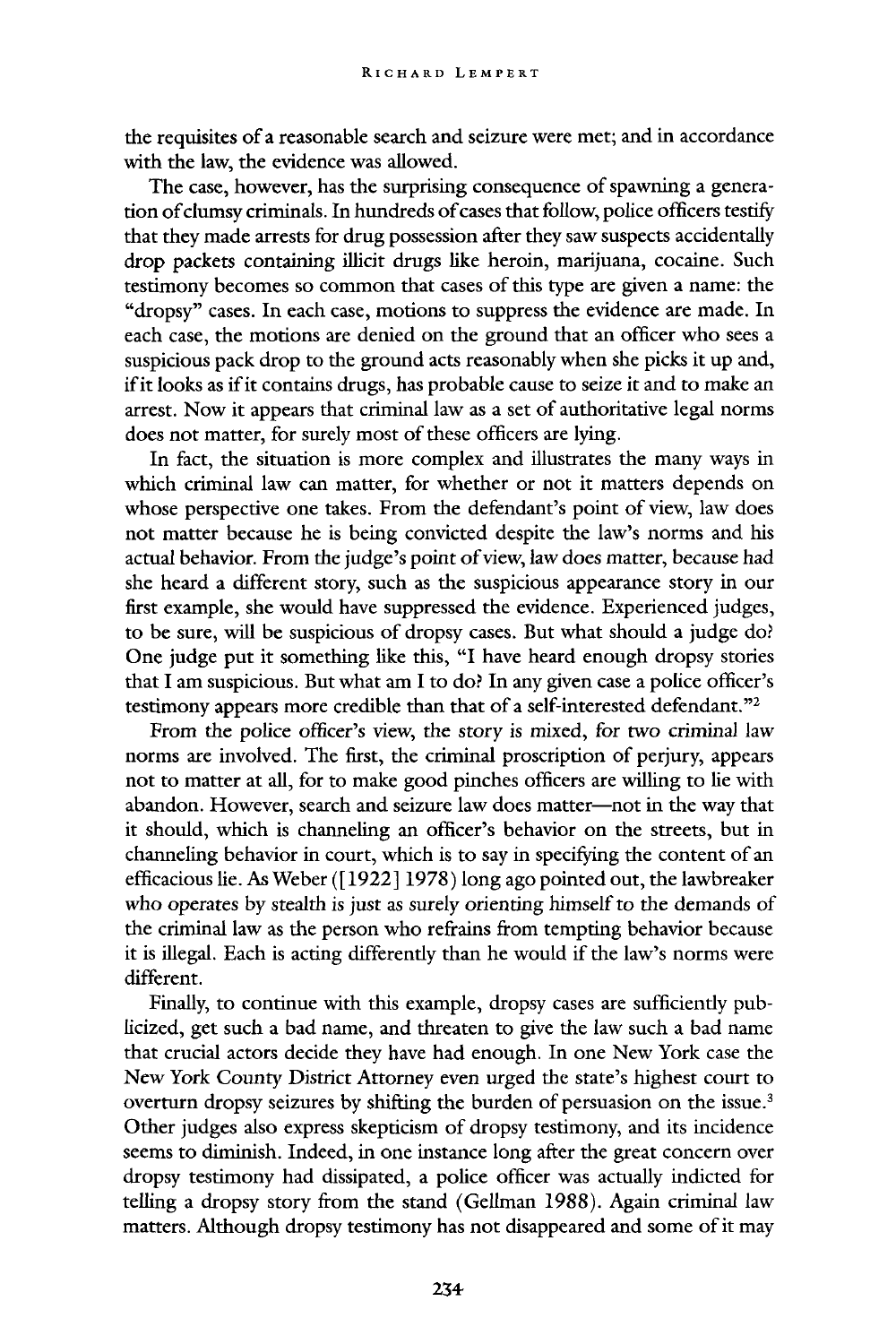the requisites of a reasonable search and seizure were met; and in accordance with the law, the evidence was allowed.

The case, however, has the surprising consequence of spawning a generation of clumsy criminals. In hundreds of cases that follow, police officers testify that they made arrests for drug possession after they saw suspects accidentally drop packets containing illicit drugs like heroin, marijuana, cocaine. Such testimony becomes so common that cases of this type are given a name: the "dropsy" cases. In each case, motions to suppress the evidence are made. In each case, the motions are denied on the ground that an officer who sees a suspicious pack drop to the ground acts reasonably when she picks it up and, if it looks as if it contains drugs, has probable cause to seize it and to make an arrest. Now it appears that criminal law as a set of authoritative legal norms does not matter, for surely most of these officers are lying.

In fact, the situation is more complex and illustrates the many ways in which criminal law can matter, for whether or not it matters depends on whose perspective one takes. From the defendant's point of view, law does not matter because he is being convicted despite the law's norms and his actual behavior. From the judge's point of view, law does matter, because had she heard a different story, such as the suspicious appearance story in our first example, she would have suppressed the evidence. Experienced judges, to be sure, will be suspicious of dropsy cases. But what should a judge do? One judge put it something like this, "I have heard enough dropsy stories that I am suspicious. But what am I to do? In any given case a police officer's testimony appears more credible than that of a self-interested defendant."[2]

From the police officer's view, the story is mixed, for two criminal law norms are involved. The first, the criminal proscription of perjury, appears not to matter at all, for to make good pinches officers are willing to lie with abandon. However, search and seizure law does matter—not in the way that it should, which is channeling an officer's behavior on the streets, but in channeling behavior in court, which is to say in specifying the content of an efficacious lie. As Weber ([1922] 1978) long ago pointed out, the lawbreaker who operates by stealth is just as surely orienting himself to the demands of the criminal law as the person who refrains from tempting behavior because it is illegal. Each is acting differently than he would if the law's norms were different.

Finally, to continue with this example, dropsy cases are sufficiently publicized, get such a bad name, and threaten to give the law such a bad name that crucial actors decide they have had enough. In one New York case the New York County District Attorney even urged the state's highest court to overturn dropsy seizures by shifting the burden of persuasion on the issue.[3] Other judges also express skepticism of dropsy testimony, and its incidence seems to diminish. Indeed, in one instance long after the great concern over dropsy testimony had dissipated, a police officer was actually indicted for telling a dropsy story from the stand (Gellman 1988). Again criminal law matters. Although dropsy testimony has not disappeared and some of it may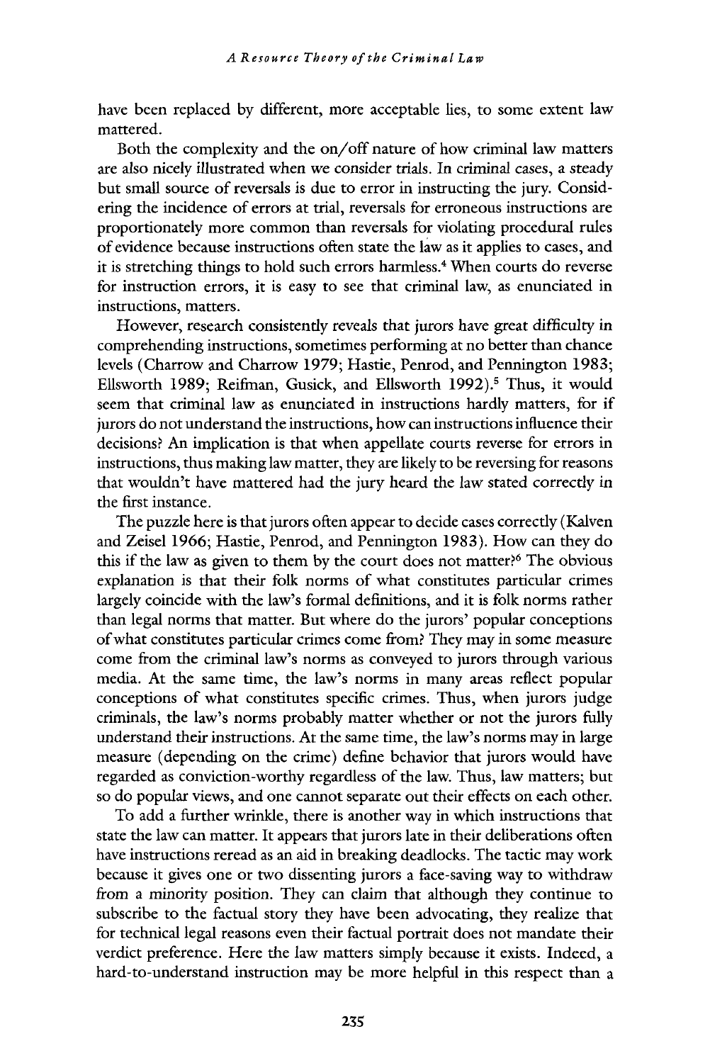have been replaced by different, more acceptable lies, to some extent law mattered.

Both the complexity and the on/off nature of how criminal law matters are also nicely illustrated when we consider trials. In criminal cases, a steady but small source of reversals is due to error in instructing the jury. Considering the incidence of errors at trial, reversals for erroneous instructions are proportionately more common than reversals for violating procedural rules of evidence because instructions often state the law as it applies to cases, and it is stretching things to hold such errors harmless.[4] When courts do reverse for instruction errors, it is easy to see that criminal law, as enunciated in instructions, matters.

However, research consistently reveals that jurors have great difficulty in comprehending instructions, sometimes performing at no better than chance levels (Charrow and Charrow 1979; Hastie, Penrod, and Pennington 1983; Ellsworth 1989; Reifman, Gusick, and Ellsworth 1992).[5] Thus, it would seem that criminal law as enunciated in instructions hardly matters, for if jurors do not understand the instructions, how can instructions influence their decisions? An implication is that when appellate courts reverse for errors in instructions, thus making law matter, they are likely to be reversing for reasons that wouldn't have mattered had the jury heard the law stated correctly in the first instance.

The puzzle here is that jurors often appear to decide cases correctly (Kalven and Zeisel 1966; Hastie, Penrod, and Pennington 1983). How can they do this if the law as given to them by the court does not matter?[6] The obvious explanation is that their folk norms of what constitutes particular crimes largely coincide with the law's formal definitions, and it is folk norms rather than legal norms that matter. But where do the jurors' popular conceptions of what constitutes particular crimes come from? They may in some measure come from the criminal law's norms as conveyed to jurors through various media. At the same time, the law's norms in many areas reflect popular conceptions of what constitutes specific crimes. Thus, when jurors judge criminals, the law's norms probably matter whether or not the jurors fully understand their instructions. At the same time, the law's norms may in large measure (depending on the crime) define behavior that jurors would have regarded as conviction-worthy regardless of the law. Thus, law matters; but so do popular views, and one cannot separate out their effects on each other.

To add a further wrinkle, there is another way in which instructions that state the law can matter. It appears that jurors late in their deliberations often have instructions reread as an aid in breaking deadlocks. The tactic may work because it gives one or two dissenting jurors a face-saving way to withdraw from a minority position. They can claim that although they continue to subscribe to the factual story they have been advocating, they realize that for technical legal reasons even their factual portrait does not mandate their verdict preference. Here the law matters simply because it exists. Indeed, a hard-to-understand instruction may be more helpful in this respect than a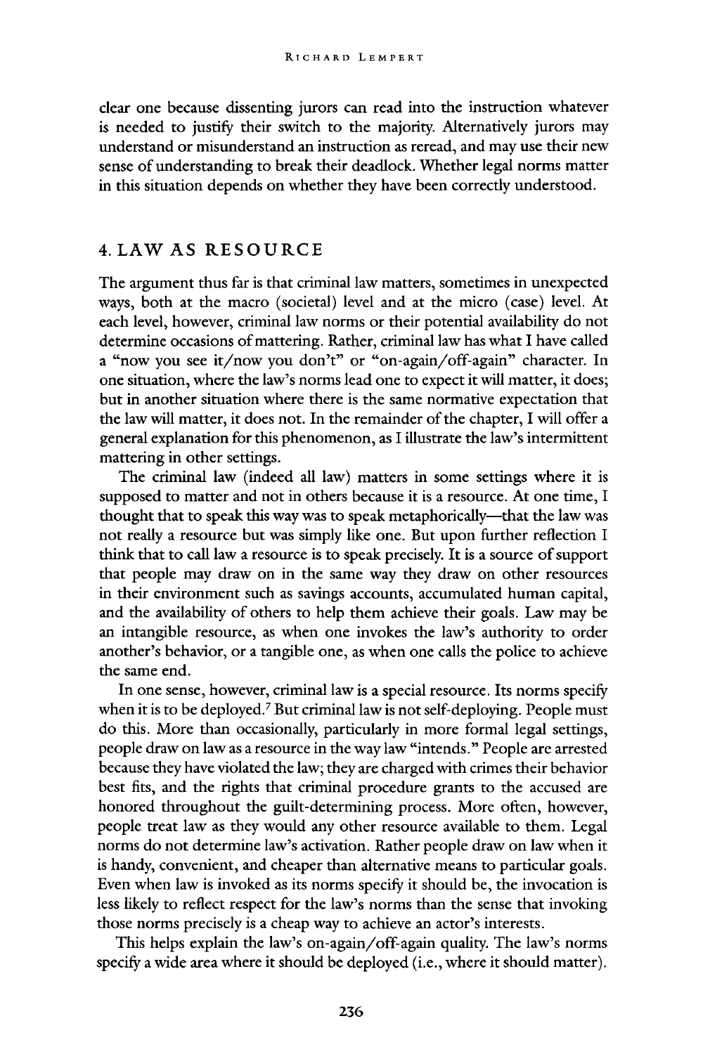clear one because dissenting jurors can read into the instruction whatever is needed to justify their switch to the majority. Alternatively jurors may understand or misunderstand an instruction as reread, and may use their new sense of understanding to break their deadlock. Whether legal norms matter in this situation depends on whether they have been correctly understood.

## 4. LAW AS RESOURCE

The argument thus far is that criminal law matters, sometimes in unexpected ways, both at the macro (societal) level and at the micro (case) level. At each level, however, criminal law norms or their potential availability do not determine occasions of mattering. Rather, criminal law has what I have called a "now you see it/now you don't" or "on-again/off-again" character. In one situation, where the law's norms lead one to expect it will matter, it does; but in another situation where there is the same normative expectation that the law will matter, it does not. In the remainder of the chapter, I will offer a general explanation for this phenomenon, as I illustrate the law's intermittent mattering in other settings.

The criminal law (indeed all law) matters in some settings where it is supposed to matter and not in others because it is a resource. At one time, I thought that to speak this way was to speak metaphorically—that the law was not really a resource but was simply like one. But upon further reflection I think that to call law a resource is to speak precisely. It is a source of support that people may draw on in the same way they draw on other resources in their environment such as savings accounts, accumulated human capital, and the availability of others to help them achieve their goals. Law may be an intangible resource, as when one invokes the law's authority to order another's behavior, or a tangible one, as when one calls the police to achieve the same end.

In one sense, however, criminal law is a special resource. Its norms specify when it is to be deployed.[7] But criminal law is not self-deploying. People must do this. More than occasionally, particularly in more formal legal settings, people draw on law as a resource in the way law "intends." People are arrested because they have violated the law; they are charged with crimes their behavior best fits, and the rights that criminal procedure grants to the accused are honored throughout the guilt-determining process. More often, however, people treat law as they would any other resource available to them. Legal norms do not determine law's activation. Rather people draw on law when it is handy, convenient, and cheaper than alternative means to particular goals. Even when law is invoked as its norms specify it should be, the invocation is less likely to reflect respect for the law's norms than the sense that invoking those norms precisely is a cheap way to achieve an actor's interests.

This helps explain the law's on-again/off-again quality. The law's norms specify a wide area where it should be deployed (i.e., where it should matter).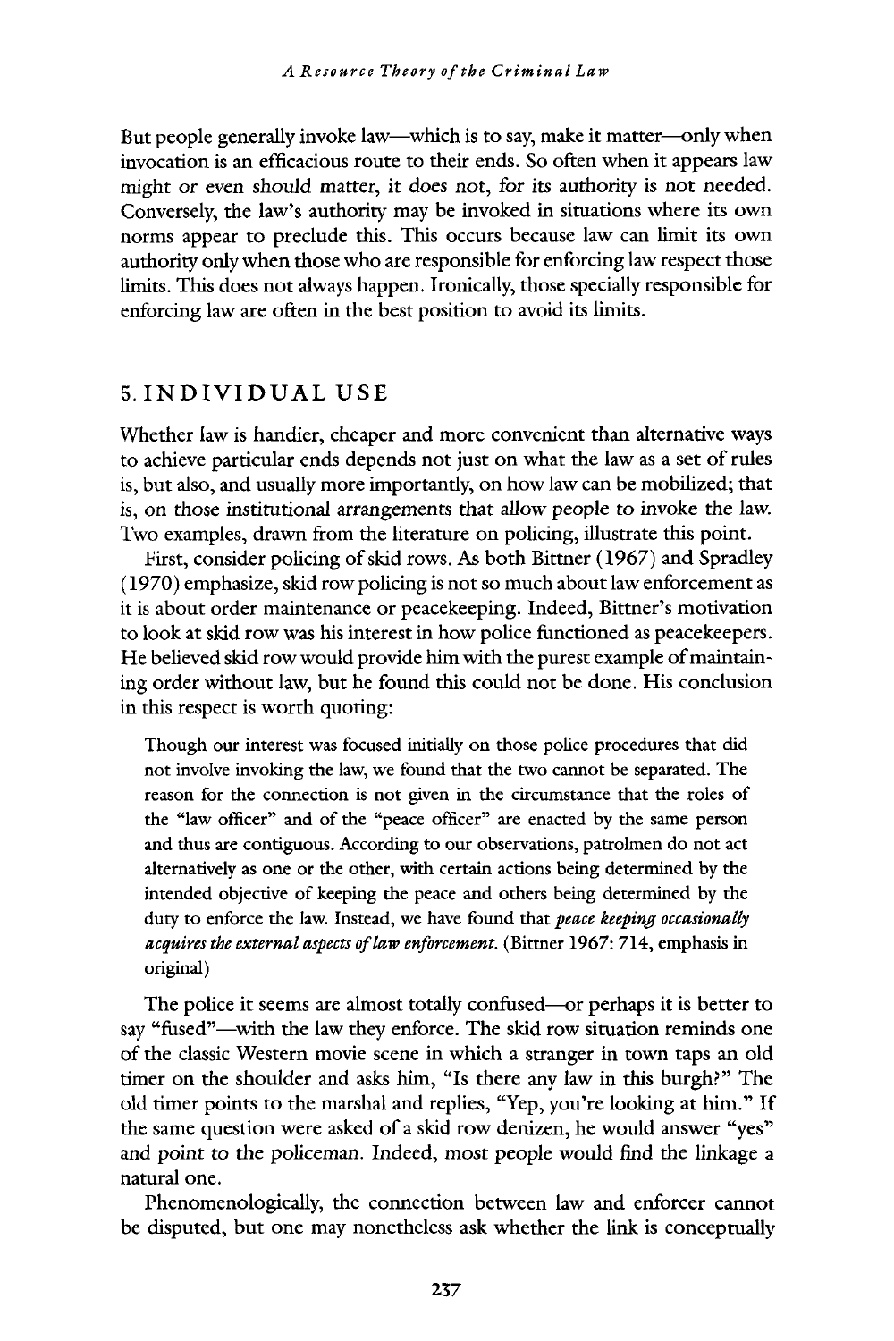But people generally invoke law—which is to say, make it matter—only when invocation is an efficacious route to their ends. So often when it appears law might or even should matter, it does not, for its authority is not needed. Conversely, the law's authority may be invoked in situations where its own norms appear to preclude this. This occurs because law can limit its own authority only when those who are responsible for enforcing law respect those limits. This does not always happen. Ironically, those specially responsible for enforcing law are often in the best position to avoid its limits.

## 5. INDIVIDUAL USE

Whether law is handier, cheaper and more convenient than alternative ways to achieve particular ends depends not just on what the law as a set of rules is, but also, and usually more importantly, on how law can be mobilized; that is, on those institutional arrangements that allow people to invoke the law. Two examples, drawn from the literature on policing, illustrate this point.

First, consider policing of skid rows. As both Bittner (1967) and Spradley (1970) emphasize, skid row policing is not so much about law enforcement as it is about order maintenance or peacekeeping. Indeed, Bittner's motivation to look at skid row was his interest in how police functioned as peacekeepers. He believed skid row would provide him with the purest example of maintaining order without law, but he found this could not be done. His conclusion in this respect is worth quoting:

> Though our interest was focused initially on those police procedures that did not involve invoking the law, we found that the two cannot be separated. The reason for the connection is not given in the circumstance that the roles of the "law officer" and of the "peace officer" are enacted by the same person and thus are contiguous. According to our observations, patrolmen do not act alternatively as one or the other, with certain actions being determined by the intended objective of keeping the peace and others being determined by the duty to enforce the law. Instead, we have found that *peace keeping occasionally acquires the external aspects of law enforcement.* (Bittner 1967: 714, emphasis in original)

The police it seems are almost totally confused—or perhaps it is better to say "fused"—with the law they enforce. The skid row situation reminds one of the classic Western movie scene in which a stranger in town taps an old timer on the shoulder and asks him, "Is there any law in this burgh?" The old timer points to the marshal and replies, "Yep, you're looking at him." If the same question were asked of a skid row denizen, he would answer "yes" and point to the policeman. Indeed, most people would find the linkage a natural one.

Phenomenologically, the connection between law and enforcer cannot be disputed, but one may nonetheless ask whether the link is conceptually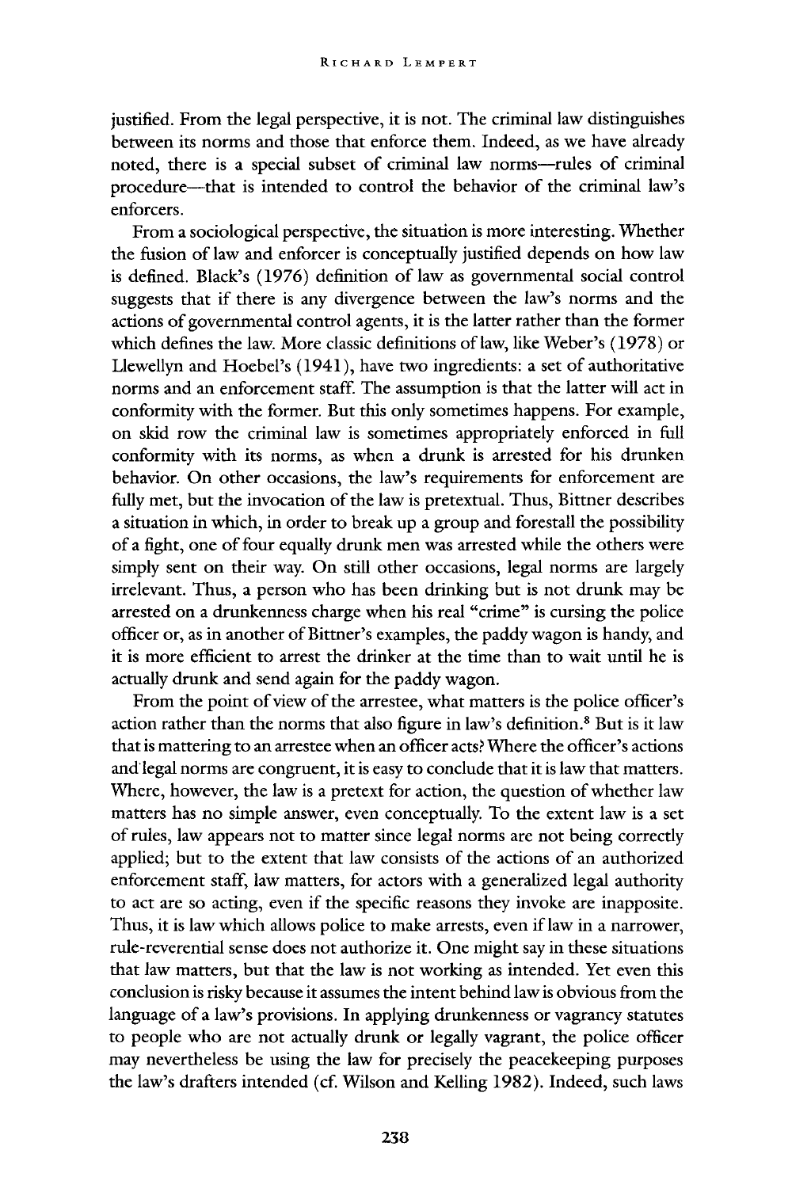justified. From the legal perspective, it is not. The criminal law distinguishes between its norms and those that enforce them. Indeed, as we have already noted, there is a special subset of criminal law norms—rules of criminal procedure—that is intended to control the behavior of the criminal law's enforcers.

From a sociological perspective, the situation is more interesting. Whether the fusion of law and enforcer is conceptually justified depends on how law is defined. Black's (1976) definition of law as governmental social control suggests that if there is any divergence between the law's norms and the actions of governmental control agents, it is the latter rather than the former which defines the law. More classic definitions of law, like Weber's (1978) or Llewellyn and Hoebel's (1941), have two ingredients: a set of authoritative norms and an enforcement staff. The assumption is that the latter will act in conformity with the former. But this only sometimes happens. For example, on skid row the criminal law is sometimes appropriately enforced in full conformity with its norms, as when a drunk is arrested for his drunken behavior. On other occasions, the law's requirements for enforcement are fully met, but the invocation of the law is pretextual. Thus, Bittner describes a situation in which, in order to break up a group and forestall the possibility of a fight, one of four equally drunk men was arrested while the others were simply sent on their way. On still other occasions, legal norms are largely irrelevant. Thus, a person who has been drinking but is not drunk may be arrested on a drunkenness charge when his real "crime" is cursing the police officer or, as in another of Bittner's examples, the paddy wagon is handy, and it is more efficient to arrest the drinker at the time than to wait until he is actually drunk and send again for the paddy wagon.

From the point of view of the arrestee, what matters is the police officer's action rather than the norms that also figure in law's definition.[8] But is it law that is mattering to an arrestee when an officer acts? Where the officer's actions and legal norms are congruent, it is easy to conclude that it is law that matters. Where, however, the law is a pretext for action, the question of whether law matters has no simple answer, even conceptually. To the extent law is a set of rules, law appears not to matter since legal norms are not being correctly applied; but to the extent that law consists of the actions of an authorized enforcement staff, law matters, for actors with a generalized legal authority to act are so acting, even if the specific reasons they invoke are inapposite. Thus, it is law which allows police to make arrests, even if law in a narrower, rule-reverential sense does not authorize it. One might say in these situations that law matters, but that the law is not working as intended. Yet even this conclusion is risky because it assumes the intent behind law is obvious from the language of a law's provisions. In applying drunkenness or vagrancy statutes to people who are not actually drunk or legally vagrant, the police officer may nevertheless be using the law for precisely the peacekeeping purposes the law's drafters intended (cf. Wilson and Kelling 1982). Indeed, such laws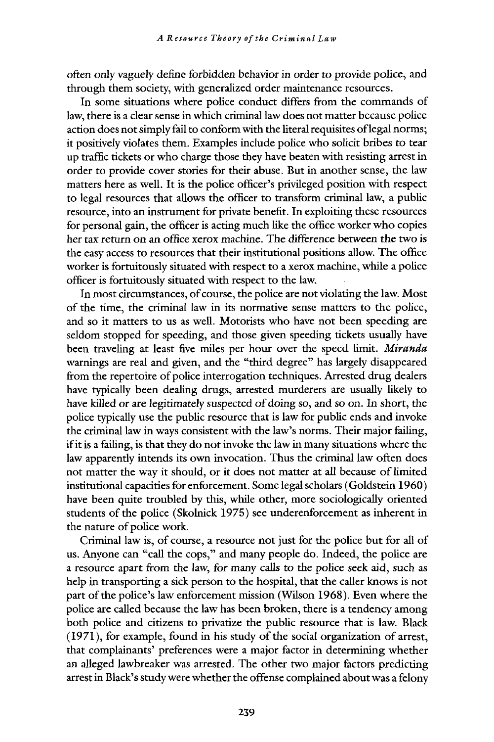often only vaguely define forbidden behavior in order to provide police, and through them society, with generalized order maintenance resources.

In some situations where police conduct differs from the commands of law, there is a clear sense in which criminal law does not matter because police action does not simply fail to conform with the literal requisites of legal norms; it positively violates them. Examples include police who solicit bribes to tear up traffic tickets or who charge those they have beaten with resisting arrest in order to provide cover stories for their abuse. But in another sense, the law matters here as well. It is the police officer's privileged position with respect to legal resources that allows the officer to transform criminal law, a public resource, into an instrument for private benefit. In exploiting these resources for personal gain, the officer is acting much like the office worker who copies her tax return on an office xerox machine. The difference between the two is the easy access to resources that their institutional positions allow. The office worker is fortuitously situated with respect to a xerox machine, while a police officer is fortuitously situated with respect to the law.

In most circumstances, of course, the police are not violating the law. Most of the time, the criminal law in its normative sense matters to the police, and so it matters to us as well. Motorists who have not been speeding are seldom stopped for speeding, and those given speeding tickets usually have been traveling at least five miles per hour over the speed limit. *Miranda* warnings are real and given, and the "third degree" has largely disappeared from the repertoire of police interrogation techniques. Arrested drug dealers have typically been dealing drugs, arrested murderers are usually likely to have killed or are legitimately suspected of doing so, and so on. In short, the police typically use the public resource that is law for public ends and invoke the criminal law in ways consistent with the law's norms. Their major failing, if it is a failing, is that they do not invoke the law in many situations where the law apparently intends its own invocation. Thus the criminal law often does not matter the way it should, or it does not matter at all because of limited institutional capacities for enforcement. Some legal scholars (Goldstein 1960) have been quite troubled by this, while other, more sociologically oriented students of the police (Skolnick 1975) see underenforcement as inherent in the nature of police work.

Criminal law is, of course, a resource not just for the police but for all of us. Anyone can "call the cops," and many people do. Indeed, the police are a resource apart from the law, for many calls to the police seek aid, such as help in transporting a sick person to the hospital, that the caller knows is not part of the police's law enforcement mission (Wilson 1968). Even where the police are called because the law has been broken, there is a tendency among both police and citizens to privatize the public resource that is law. Black (1971), for example, found in his study of the social organization of arrest, that complainants' preferences were a major factor in determining whether an alleged lawbreaker was arrested. The other two major factors predicting arrest in Black's study were whether the offense complained about was a felony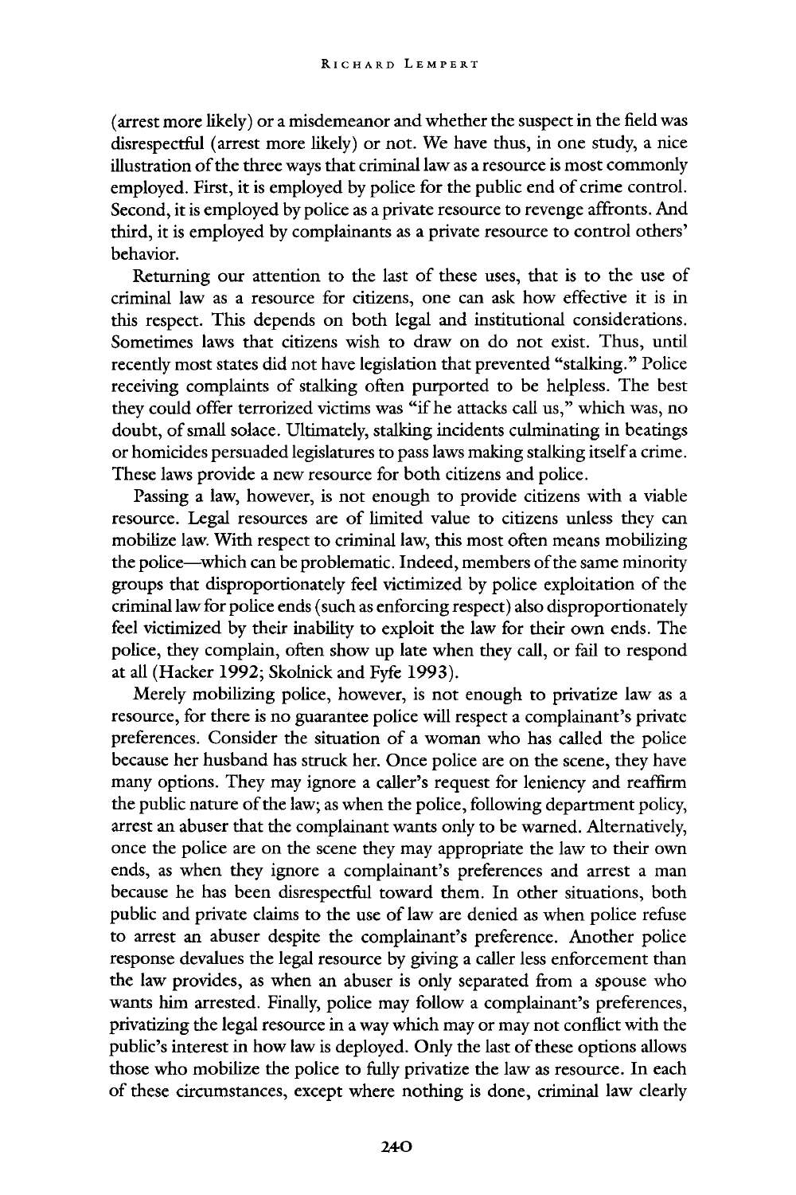(arrest more likely) or a misdemeanor and whether the suspect in the field was disrespectful (arrest more likely) or not. We have thus, in one study, a nice illustration of the three ways that criminal law as a resource is most commonly employed. First, it is employed by police for the public end of crime control. Second, it is employed by police as a private resource to revenge affronts. And third, it is employed by complainants as a private resource to control others' behavior.

Returning our attention to the last of these uses, that is to the use of criminal law as a resource for citizens, one can ask how effective it is in this respect. This depends on both legal and institutional considerations. Sometimes laws that citizens wish to draw on do not exist. Thus, until recently most states did not have legislation that prevented "stalking." Police receiving complaints of stalking often purported to be helpless. The best they could offer terrorized victims was "if he attacks call us," which was, no doubt, of small solace. Ultimately, stalking incidents culminating in beatings or homicides persuaded legislatures to pass laws making stalking itself a crime. These laws provide a new resource for both citizens and police.

Passing a law, however, is not enough to provide citizens with a viable resource. Legal resources are of limited value to citizens unless they can mobilize law. With respect to criminal law, this most often means mobilizing the police—which can be problematic. Indeed, members of the same minority groups that disproportionately feel victimized by police exploitation of the criminal law for police ends (such as enforcing respect) also disproportionately feel victimized by their inability to exploit the law for their own ends. The police, they complain, often show up late when they call, or fail to respond at all (Hacker 1992; Skolnick and Fyfe 1993).

Merely mobilizing police, however, is not enough to privatize law as a resource, for there is no guarantee police will respect a complainant's private preferences. Consider the situation of a woman who has called the police because her husband has struck her. Once police are on the scene, they have many options. They may ignore a caller's request for leniency and reaffirm the public nature of the law; as when the police, following department policy, arrest an abuser that the complainant wants only to be warned. Alternatively, once the police are on the scene they may appropriate the law to their own ends, as when they ignore a complainant's preferences and arrest a man because he has been disrespectful toward them. In other situations, both public and private claims to the use of law are denied as when police refuse to arrest an abuser despite the complainant's preference. Another police response devalues the legal resource by giving a caller less enforcement than the law provides, as when an abuser is only separated from a spouse who wants him arrested. Finally, police may follow a complainant's preferences, privatizing the legal resource in a way which may or may not conflict with the public's interest in how law is deployed. Only the last of these options allows those who mobilize the police to fully privatize the law as resource. In each of these circumstances, except where nothing is done, criminal law clearly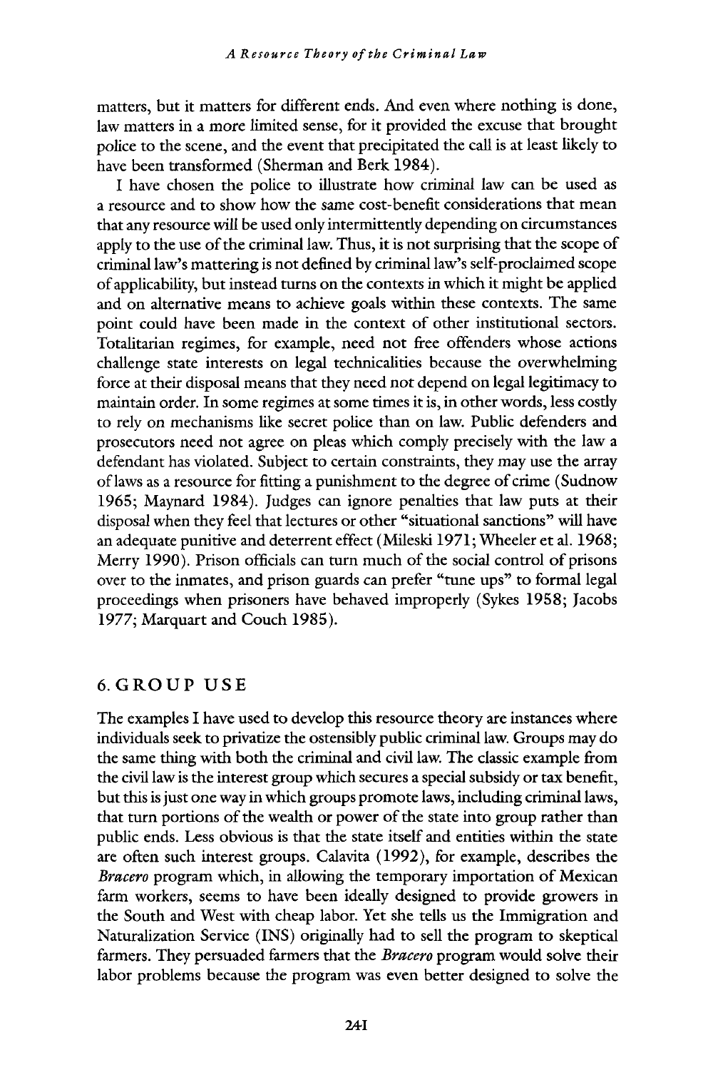matters, but it matters for different ends. And even where nothing is done, law matters in a more limited sense, for it provided the excuse that brought police to the scene, and the event that precipitated the call is at least likely to have been transformed (Sherman and Berk 1984).

I have chosen the police to illustrate how criminal law can be used as a resource and to show how the same cost-benefit considerations that mean that any resource will be used only intermittently depending on circumstances apply to the use of the criminal law. Thus, it is not surprising that the scope of criminal law's mattering is not defined by criminal law's self-proclaimed scope of applicability, but instead turns on the contexts in which it might be applied and on alternative means to achieve goals within these contexts. The same point could have been made in the context of other institutional sectors. Totalitarian regimes, for example, need not free offenders whose actions challenge state interests on legal technicalities because the overwhelming force at their disposal means that they need not depend on legal legitimacy to maintain order. In some regimes at some times it is, in other words, less costly to rely on mechanisms like secret police than on law. Public defenders and prosecutors need not agree on pleas which comply precisely with the law a defendant has violated. Subject to certain constraints, they may use the array of laws as a resource for fitting a punishment to the degree of crime (Sudnow 1965; Maynard 1984). Judges can ignore penalties that law puts at their disposal when they feel that lectures or other "situational sanctions" will have an adequate punitive and deterrent effect (Mileski 1971; Wheeler et al. 1968; Merry 1990). Prison officials can turn much of the social control of prisons over to the inmates, and prison guards can prefer "tune ups" to formal legal proceedings when prisoners have behaved improperly (Sykes 1958; Jacobs 1977; Marquart and Couch 1985).

## 6. GROUP USE

The examples I have used to develop this resource theory are instances where individuals seek to privatize the ostensibly public criminal law. Groups may do the same thing with both the criminal and civil law. The classic example from the civil law is the interest group which secures a special subsidy or tax benefit, but this is just one way in which groups promote laws, including criminal laws, that turn portions of the wealth or power of the state into group rather than public ends. Less obvious is that the state itself and entities within the state are often such interest groups. Calavita (1992), for example, describes the *Bracero* program which, in allowing the temporary importation of Mexican farm workers, seems to have been ideally designed to provide growers in the South and West with cheap labor. Yet she tells us the Immigration and Naturalization Service (INS) originally had to sell the program to skeptical farmers. They persuaded farmers that the *Bracero* program would solve their labor problems because the program was even better designed to solve the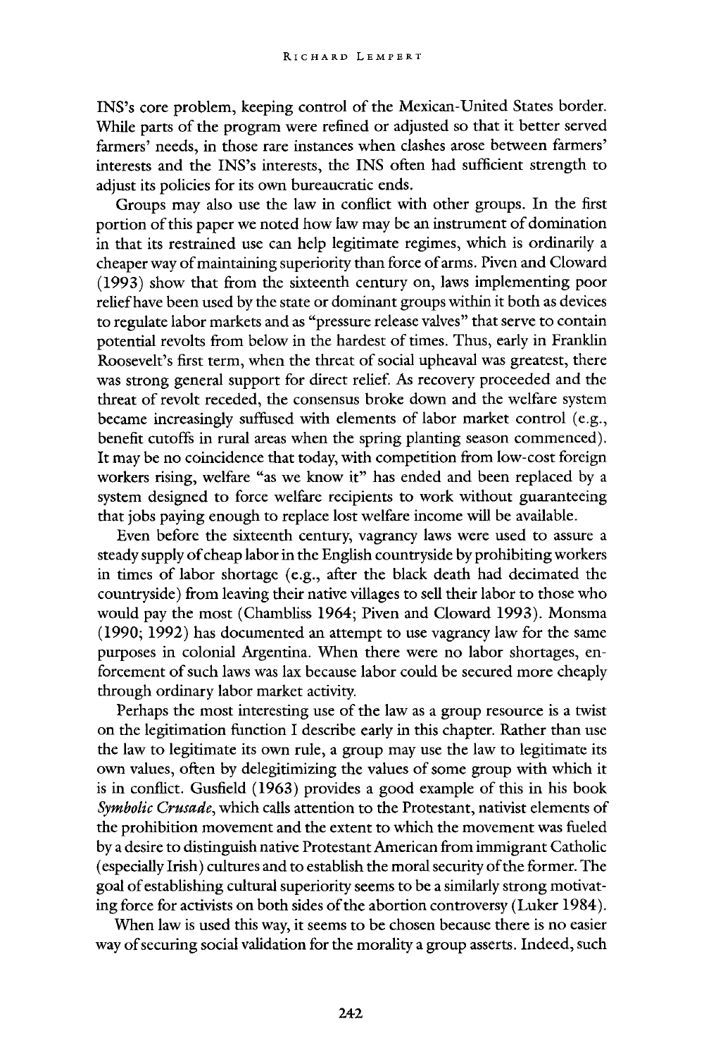INS's core problem, keeping control of the Mexican-United States border. While parts of the program were refined or adjusted so that it better served farmers' needs, in those rare instances when clashes arose between farmers' interests and the INS's interests, the INS often had sufficient strength to adjust its policies for its own bureaucratic ends.

Groups may also use the law in conflict with other groups. In the first portion of this paper we noted how law may be an instrument of domination in that its restrained use can help legitimate regimes, which is ordinarily a cheaper way of maintaining superiority than force of arms. Piven and Cloward (1993) show that from the sixteenth century on, laws implementing poor relief have been used by the state or dominant groups within it both as devices to regulate labor markets and as "pressure release valves" that serve to contain potential revolts from below in the hardest of times. Thus, early in Franklin Roosevelt's first term, when the threat of social upheaval was greatest, there was strong general support for direct relief. As recovery proceeded and the threat of revolt receded, the consensus broke down and the welfare system became increasingly suffused with elements of labor market control (e.g., benefit cutoffs in rural areas when the spring planting season commenced). It may be no coincidence that today, with competition from low-cost foreign workers rising, welfare "as we know it" has ended and been replaced by a system designed to force welfare recipients to work without guaranteeing that jobs paying enough to replace lost welfare income will be available.

Even before the sixteenth century, vagrancy laws were used to assure a steady supply of cheap labor in the English countryside by prohibiting workers in times of labor shortage (e.g., after the black death had decimated the countryside) from leaving their native villages to sell their labor to those who would pay the most (Chambliss 1964; Piven and Cloward 1993). Monsma (1990; 1992) has documented an attempt to use vagrancy law for the same purposes in colonial Argentina. When there were no labor shortages, enforcement of such laws was lax because labor could be secured more cheaply through ordinary labor market activity.

Perhaps the most interesting use of the law as a group resource is a twist on the legitimation function I describe early in this chapter. Rather than use the law to legitimate its own rule, a group may use the law to legitimate its own values, often by delegitimizing the values of some group with which it is in conflict. Gusfield (1963) provides a good example of this in his book *Symbolic Crusade*, which calls attention to the Protestant, nativist elements of the prohibition movement and the extent to which the movement was fueled by a desire to distinguish native Protestant American from immigrant Catholic (especially Irish) cultures and to establish the moral security of the former. The goal of establishing cultural superiority seems to be a similarly strong motivating force for activists on both sides of the abortion controversy (Luker 1984).

When law is used this way, it seems to be chosen because there is no easier way of securing social validation for the morality a group asserts. Indeed, such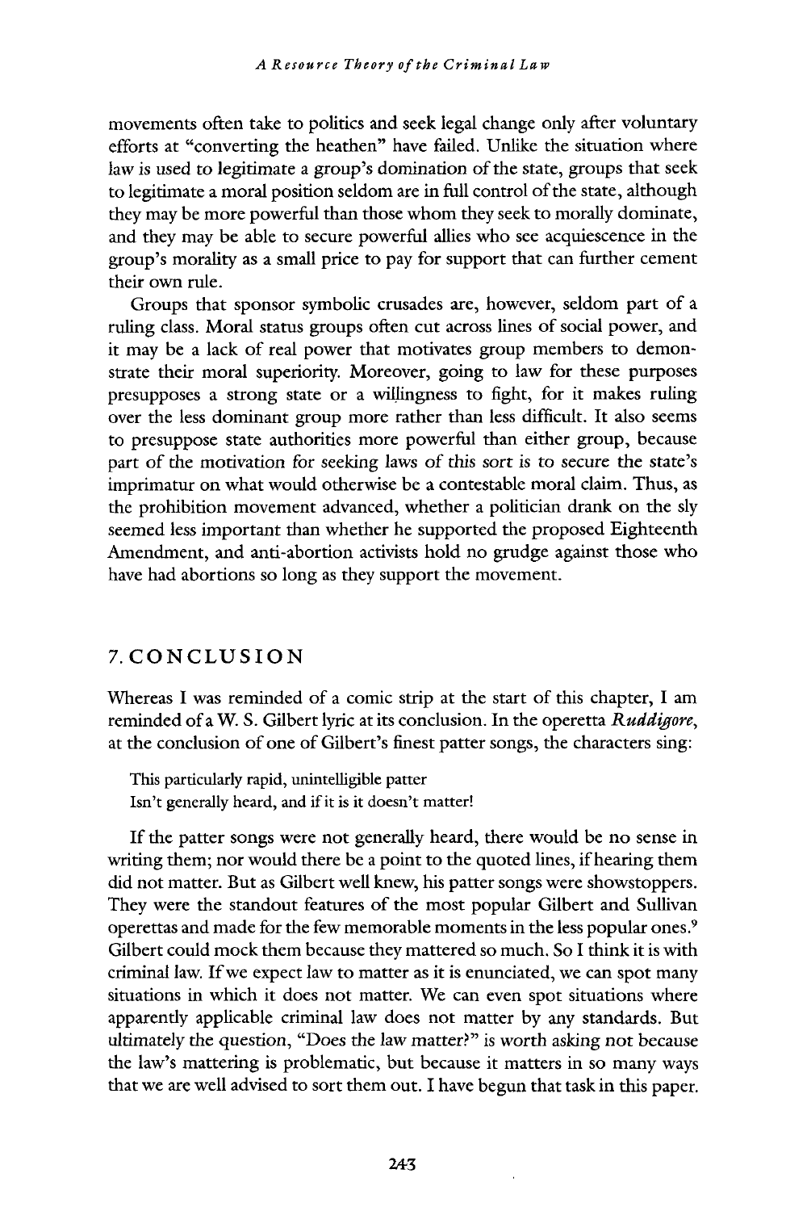movements often take to politics and seek legal change only after voluntary efforts at "converting the heathen" have failed. Unlike the situation where law is used to legitimate a group's domination of the state, groups that seek to legitimate a moral position seldom are in full control of the state, although they may be more powerful than those whom they seek to morally dominate, and they may be able to secure powerful allies who see acquiescence in the group's morality as a small price to pay for support that can further cement their own rule.

Groups that sponsor symbolic crusades are, however, seldom part of a ruling class. Moral status groups often cut across lines of social power, and it may be a lack of real power that motivates group members to demonstrate their moral superiority. Moreover, going to law for these purposes presupposes a strong state or a willingness to fight, for it makes ruling over the less dominant group more rather than less difficult. It also seems to presuppose state authorities more powerful than either group, because part of the motivation for seeking laws of this sort is to secure the state's imprimatur on what would otherwise be a contestable moral claim. Thus, as the prohibition movement advanced, whether a politician drank on the sly seemed less important than whether he supported the proposed Eighteenth Amendment, and anti-abortion activists hold no grudge against those who have had abortions so long as they support the movement.

## 7. CONCLUSION

Whereas I was reminded of a comic strip at the start of this chapter, I am reminded of a W. S. Gilbert lyric at its conclusion. In the operetta *Ruddigore*, at the conclusion of one of Gilbert's finest patter songs, the characters sing:

> This particularly rapid, unintelligible patter
> Isn't generally heard, and if it is it doesn't matter!

If the patter songs were not generally heard, there would be no sense in writing them; nor would there be a point to the quoted lines, if hearing them did not matter. But as Gilbert well knew, his patter songs were showstoppers. They were the standout features of the most popular Gilbert and Sullivan operettas and made for the few memorable moments in the less popular ones.[9] Gilbert could mock them because they mattered so much. So I think it is with criminal law. If we expect law to matter as it is enunciated, we can spot many situations in which it does not matter. We can even spot situations where apparently applicable criminal law does not matter by any standards. But ultimately the question, "Does the law matter?" is worth asking not because the law's mattering is problematic, but because it matters in so many ways that we are well advised to sort them out. I have begun that task in this paper.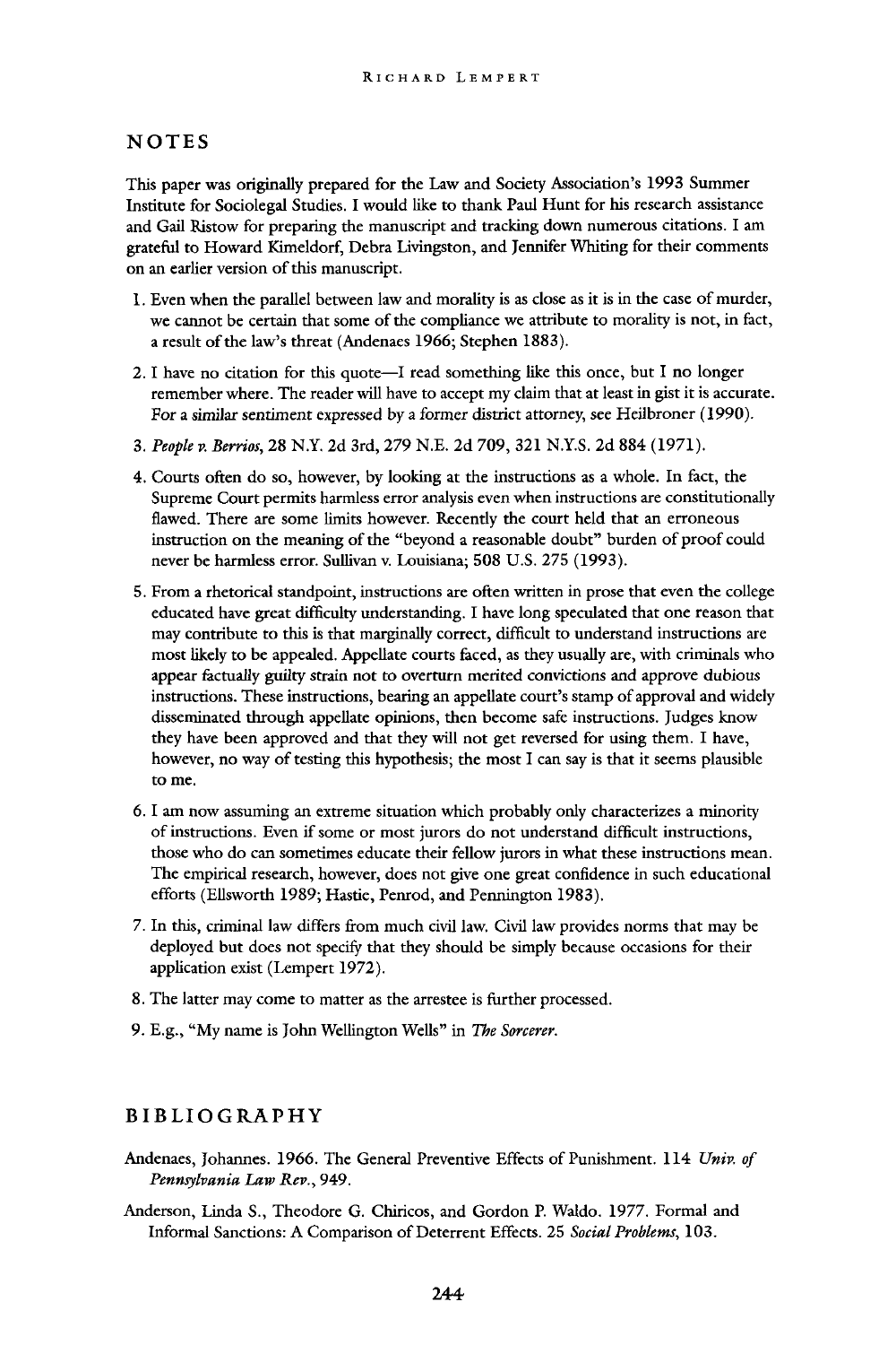## NOTES

This paper was originally prepared for the Law and Society Association's 1993 Summer Institute for Sociolegal Studies. I would like to thank Paul Hunt for his research assistance and Gail Ristow for preparing the manuscript and tracking down numerous citations. I am grateful to Howard Kimeldorf, Debra Livingston, and Jennifer Whiting for their comments on an earlier version of this manuscript.

1. Even when the parallel between law and morality is as close as it is in the case of murder, we cannot be certain that some of the compliance we attribute to morality is not, in fact, a result of the law's threat (Andenaes 1966; Stephen 1883).

2. I have no citation for this quote—I read something like this once, but I no longer remember where. The reader will have to accept my claim that at least in gist it is accurate. For a similar sentiment expressed by a former district attorney, see Heilbroner (1990).

3. *People v. Berrios*, 28 N.Y. 2d 3rd, 279 N.E. 2d 709, 321 N.Y.S. 2d 884 (1971).

4. Courts often do so, however, by looking at the instructions as a whole. In fact, the Supreme Court permits harmless error analysis even when instructions are constitutionally flawed. There are some limits however. Recently the court held that an erroneous instruction on the meaning of the "beyond a reasonable doubt" burden of proof could never be harmless error. Sullivan v. Louisiana; 508 U.S. 275 (1993).

5. From a rhetorical standpoint, instructions are often written in prose that even the college educated have great difficulty understanding. I have long speculated that one reason that may contribute to this is that marginally correct, difficult to understand instructions are most likely to be appealed. Appellate courts faced, as they usually are, with criminals who appear factually guilty strain not to overturn merited convictions and approve dubious instructions. These instructions, bearing an appellate court's stamp of approval and widely disseminated through appellate opinions, then become safe instructions. Judges know they have been approved and that they will not get reversed for using them. I have, however, no way of testing this hypothesis; the most I can say is that it seems plausible to me.

6. I am now assuming an extreme situation which probably only characterizes a minority of instructions. Even if some or most jurors do not understand difficult instructions, those who do can sometimes educate their fellow jurors in what these instructions mean. The empirical research, however, does not give one great confidence in such educational efforts (Ellsworth 1989; Hastie, Penrod, and Pennington 1983).

7. In this, criminal law differs from much civil law. Civil law provides norms that may be deployed but does not specify that they should be simply because occasions for their application exist (Lempert 1972).

8. The latter may come to matter as the arrestee is further processed.

9. E.g., "My name is John Wellington Wells" in *The Sorcerer*.

## BIBLIOGRAPHY

Andenaes, Johannes. 1966. The General Preventive Effects of Punishment. 114 *Univ. of Pennsylvania Law Rev.*, 949.

Anderson, Linda S., Theodore G. Chiricos, and Gordon P. Waldo. 1977. Formal and Informal Sanctions: A Comparison of Deterrent Effects. 25 *Social Problems*, 103.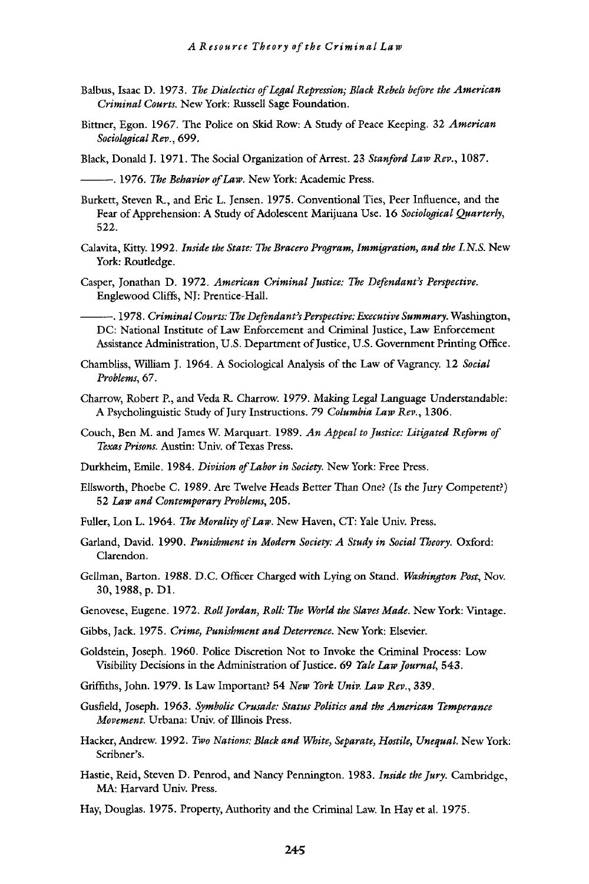Balbus, Isaac D. 1973. *The Dialectics of Legal Repression; Black Rebels before the American Criminal Courts.* New York: Russell Sage Foundation.

Bittner, Egon. 1967. The Police on Skid Row: A Study of Peace Keeping. 32 *American Sociological Rev.*, 699.

Black, Donald J. 1971. The Social Organization of Arrest. 23 *Stanford Law Rev.*, 1087.

———. 1976. *The Behavior of Law.* New York: Academic Press.

Burkett, Steven R., and Eric L. Jensen. 1975. Conventional Ties, Peer Influence, and the Fear of Apprehension: A Study of Adolescent Marijuana Use. 16 *Sociological Quarterly*, 522.

Calavita, Kitty. 1992. *Inside the State: The Bracero Program, Immigration, and the I.N.S.* New York: Routledge.

Casper, Jonathan D. 1972. *American Criminal Justice: The Defendant's Perspective.* Englewood Cliffs, NJ: Prentice-Hall.

———. 1978. *Criminal Courts: The Defendant's Perspective: Executive Summary.* Washington, DC: National Institute of Law Enforcement and Criminal Justice, Law Enforcement Assistance Administration, U.S. Department of Justice, U.S. Government Printing Office.

Chambliss, William J. 1964. A Sociological Analysis of the Law of Vagrancy. 12 *Social Problems*, 67.

Charrow, Robert P., and Veda R. Charrow. 1979. Making Legal Language Understandable: A Psycholinguistic Study of Jury Instructions. 79 *Columbia Law Rev.*, 1306.

Couch, Ben M. and James W. Marquart. 1989. *An Appeal to Justice: Litigated Reform of Texas Prisons.* Austin: Univ. of Texas Press.

Durkheim, Emile. 1984. *Division of Labor in Society.* New York: Free Press.

Ellsworth, Phoebe C. 1989. Are Twelve Heads Better Than One? (Is the Jury Competent?) 52 *Law and Contemporary Problems*, 205.

Fuller, Lon L. 1964. *The Morality of Law.* New Haven, CT: Yale Univ. Press.

Garland, David. 1990. *Punishment in Modern Society: A Study in Social Theory.* Oxford: Clarendon.

Gellman, Barton. 1988. D.C. Officer Charged with Lying on Stand. *Washington Post*, Nov. 30, 1988, p. D1.

Genovese, Eugene. 1972. *Roll Jordan, Roll: The World the Slaves Made.* New York: Vintage.

Gibbs, Jack. 1975. *Crime, Punishment and Deterrence.* New York: Elsevier.

Goldstein, Joseph. 1960. Police Discretion Not to Invoke the Criminal Process: Low Visibility Decisions in the Administration of Justice. 69 *Yale Law Journal*, 543.

Griffiths, John. 1979. Is Law Important? 54 *New York Univ. Law Rev.*, 339.

Gusfield, Joseph. 1963. *Symbolic Crusade: Status Politics and the American Temperance Movement.* Urbana: Univ. of Illinois Press.

Hacker, Andrew. 1992. *Two Nations: Black and White, Separate, Hostile, Unequal.* New York: Scribner's.

Hastie, Reid, Steven D. Penrod, and Nancy Pennington. 1983. *Inside the Jury.* Cambridge, MA: Harvard Univ. Press.

Hay, Douglas. 1975. Property, Authority and the Criminal Law. In Hay et al. 1975.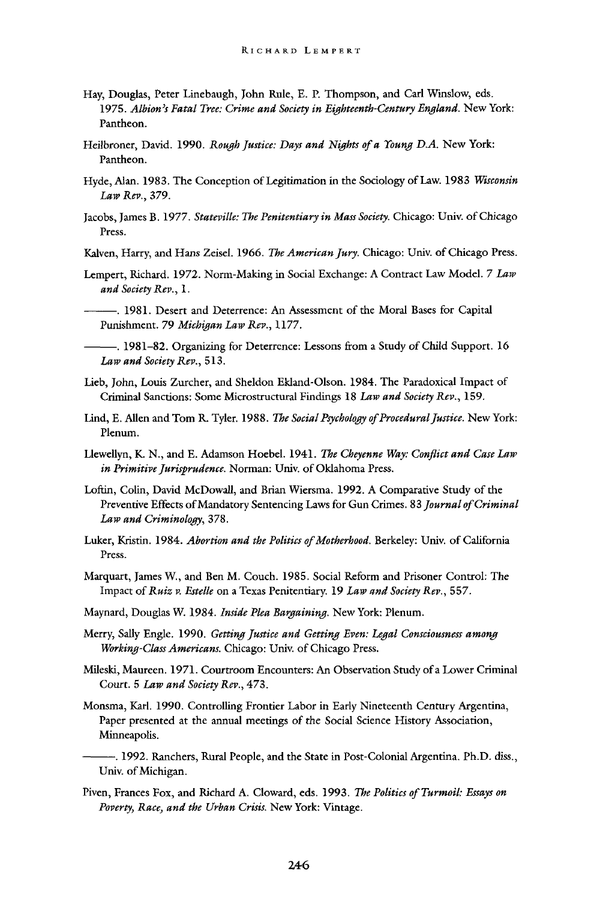Hay, Douglas, Peter Linebaugh, John Rule, E. P. Thompson, and Carl Winslow, eds. 1975. *Albion's Fatal Tree: Crime and Society in Eighteenth-Century England*. New York: Pantheon.

Heilbroner, David. 1990. *Rough Justice: Days and Nights of a Young D.A.* New York: Pantheon.

Hyde, Alan. 1983. The Conception of Legitimation in the Sociology of Law. 1983 *Wisconsin Law Rev.*, 379.

Jacobs, James B. 1977. *Stateville: The Penitentiary in Mass Society*. Chicago: Univ. of Chicago Press.

Kalven, Harry, and Hans Zeisel. 1966. *The American Jury*. Chicago: Univ. of Chicago Press.

Lempert, Richard. 1972. Norm-Making in Social Exchange: A Contract Law Model. 7 *Law and Society Rev.*, 1.

———. 1981. Desert and Deterrence: An Assessment of the Moral Bases for Capital Punishment. 79 *Michigan Law Rev.*, 1177.

———. 1981–82. Organizing for Deterrence: Lessons from a Study of Child Support. 16 *Law and Society Rev.*, 513.

Lieb, John, Louis Zurcher, and Sheldon Ekland-Olson. 1984. The Paradoxical Impact of Criminal Sanctions: Some Microstructural Findings 18 *Law and Society Rev.*, 159.

Lind, E. Allen and Tom R. Tyler. 1988. *The Social Psychology of Procedural Justice*. New York: Plenum.

Llewellyn, K. N., and E. Adamson Hoebel. 1941. *The Cheyenne Way: Conflict and Case Law in Primitive Jurisprudence*. Norman: Univ. of Oklahoma Press.

Loftin, Colin, David McDowall, and Brian Wiersma. 1992. A Comparative Study of the Preventive Effects of Mandatory Sentencing Laws for Gun Crimes. 83 *Journal of Criminal Law and Criminology*, 378.

Luker, Kristin. 1984. *Abortion and the Politics of Motherhood*. Berkeley: Univ. of California Press.

Marquart, James W., and Ben M. Couch. 1985. Social Reform and Prisoner Control: The Impact of *Ruiz v. Estelle* on a Texas Penitentiary. 19 *Law and Society Rev.*, 557.

Maynard, Douglas W. 1984. *Inside Plea Bargaining*. New York: Plenum.

Merry, Sally Engle. 1990. *Getting Justice and Getting Even: Legal Consciousness among Working-Class Americans*. Chicago: Univ. of Chicago Press.

Mileski, Maureen. 1971. Courtroom Encounters: An Observation Study of a Lower Criminal Court. 5 *Law and Society Rev.*, 473.

Monsma, Karl. 1990. Controlling Frontier Labor in Early Nineteenth Century Argentina, Paper presented at the annual meetings of the Social Science History Association, Minneapolis.

———. 1992. Ranchers, Rural People, and the State in Post-Colonial Argentina. Ph.D. diss., Univ. of Michigan.

Piven, Frances Fox, and Richard A. Cloward, eds. 1993. *The Politics of Turmoil: Essays on Poverty, Race, and the Urban Crisis*. New York: Vintage.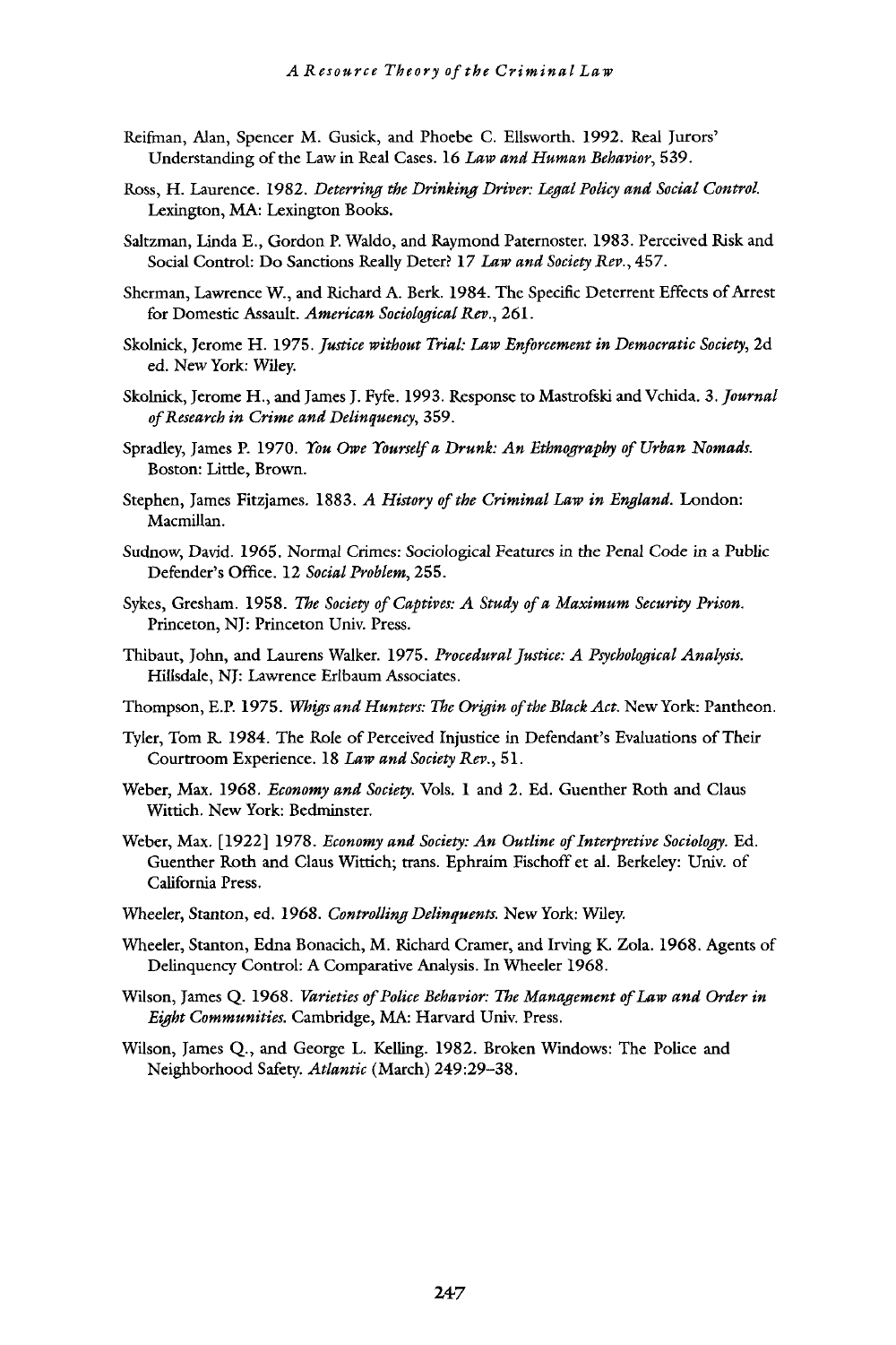Reifman, Alan, Spencer M. Gusick, and Phoebe C. Ellsworth. 1992. Real Jurors' Understanding of the Law in Real Cases. 16 *Law and Human Behavior*, 539.

Ross, H. Laurence. 1982. *Deterring the Drinking Driver: Legal Policy and Social Control.* Lexington, MA: Lexington Books.

Saltzman, Linda E., Gordon P. Waldo, and Raymond Paternoster. 1983. Perceived Risk and Social Control: Do Sanctions Really Deter? 17 *Law and Society Rev.*, 457.

Sherman, Lawrence W., and Richard A. Berk. 1984. The Specific Deterrent Effects of Arrest for Domestic Assault. *American Sociological Rev.*, 261.

Skolnick, Jerome H. 1975. *Justice without Trial: Law Enforcement in Democratic Society*, 2d ed. New York: Wiley.

Skolnick, Jerome H., and James J. Fyfe. 1993. Response to Mastrofski and Vchida. 3. *Journal of Research in Crime and Delinquency*, 359.

Spradley, James P. 1970. *You Owe Yourself a Drunk: An Ethnography of Urban Nomads.* Boston: Little, Brown.

Stephen, James Fitzjames. 1883. *A History of the Criminal Law in England.* London: Macmillan.

Sudnow, David. 1965. Normal Crimes: Sociological Features in the Penal Code in a Public Defender's Office. 12 *Social Problem*, 255.

Sykes, Gresham. 1958. *The Society of Captives: A Study of a Maximum Security Prison.* Princeton, NJ: Princeton Univ. Press.

Thibaut, John, and Laurens Walker. 1975. *Procedural Justice: A Psychological Analysis.* Hillsdale, NJ: Lawrence Erlbaum Associates.

Thompson, E.P. 1975. *Whigs and Hunters: The Origin of the Black Act.* New York: Pantheon.

Tyler, Tom R. 1984. The Role of Perceived Injustice in Defendant's Evaluations of Their Courtroom Experience. 18 *Law and Society Rev.*, 51.

Weber, Max. 1968. *Economy and Society.* Vols. 1 and 2. Ed. Guenther Roth and Claus Wittich. New York: Bedminster.

Weber, Max. [1922] 1978. *Economy and Society: An Outline of Interpretive Sociology.* Ed. Guenther Roth and Claus Wittich; trans. Ephraim Fischoff et al. Berkeley: Univ. of California Press.

Wheeler, Stanton, ed. 1968. *Controlling Delinquents.* New York: Wiley.

Wheeler, Stanton, Edna Bonacich, M. Richard Cramer, and Irving K. Zola. 1968. Agents of Delinquency Control: A Comparative Analysis. In Wheeler 1968.

Wilson, James Q. 1968. *Varieties of Police Behavior: The Management of Law and Order in Eight Communities.* Cambridge, MA: Harvard Univ. Press.

Wilson, James Q., and George L. Kelling. 1982. Broken Windows: The Police and Neighborhood Safety. *Atlantic* (March) 249:29–38.